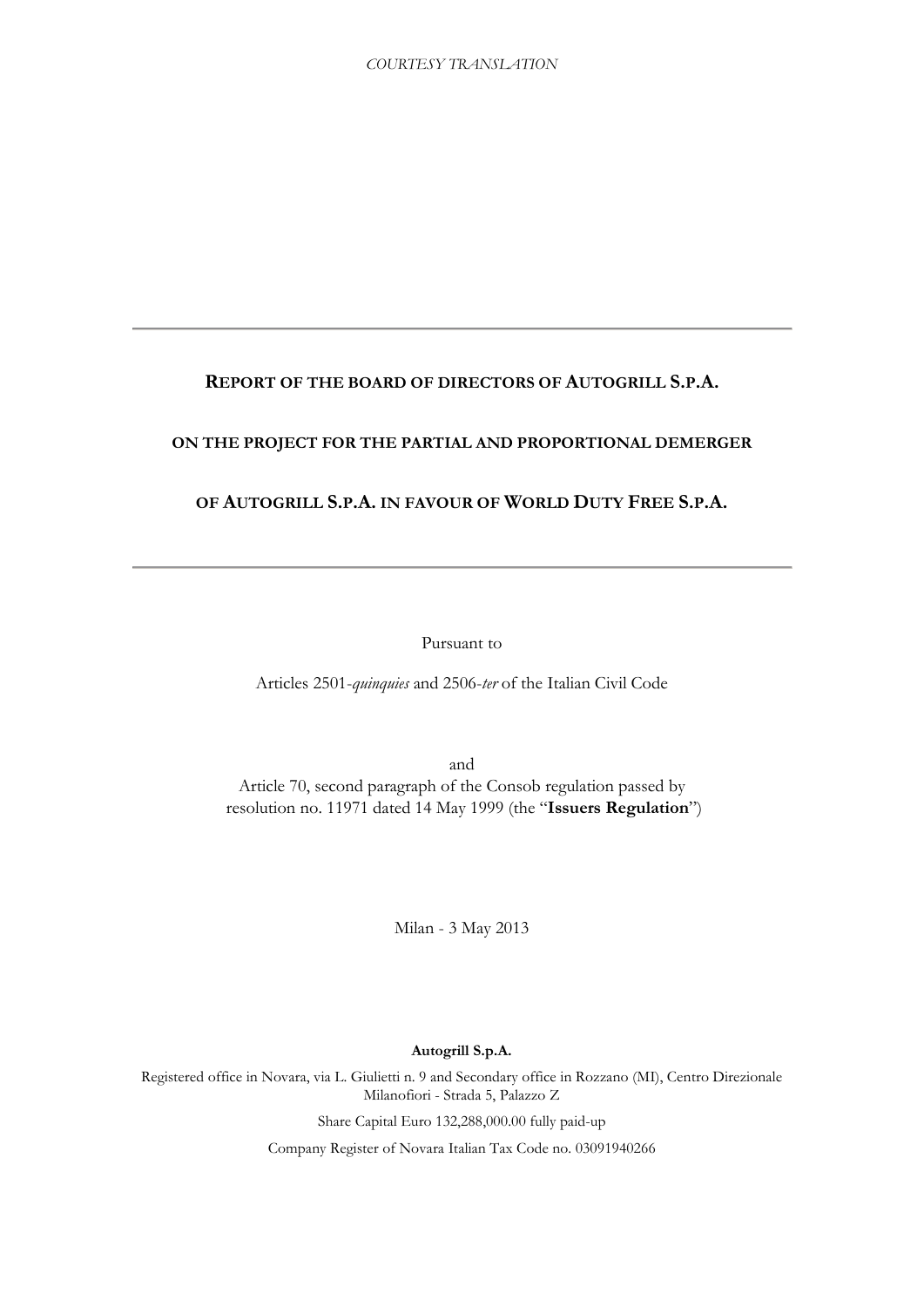*COURTESY TRANSLATION*

---

# REPORT OF THE BOARD OF DIRECTORS OF AUTOGRILL S.P.A.

## ON THE PROJECT FOR THE PARTIAL AND PROPORTIONAL DEMERGER

## OF AUTOGRILL S.P.A. IN FAVOUR OF WORLD DUTY FREE S.P.A.

---

Pursuant to

Articles 2501-*quinquies* and 2506-*ter* of the Italian Civil Code

and

Article 70, second paragraph of the Consob regulation passed by resolution no. 11971 dated 14 May 1999 (the "**Issuers Regulation**")

Milan - 3 May 2013

**Autogrill S.p.A.**

Registered office in Novara, via L. Giulietti n. 9 and Secondary office in Rozzano (MI), Centro Direzionale Milanofiori - Strada 5, Palazzo Z

Share Capital Euro 132,288,000.00 fully paid-up

Company Register of Novara Italian Tax Code no. 03091940266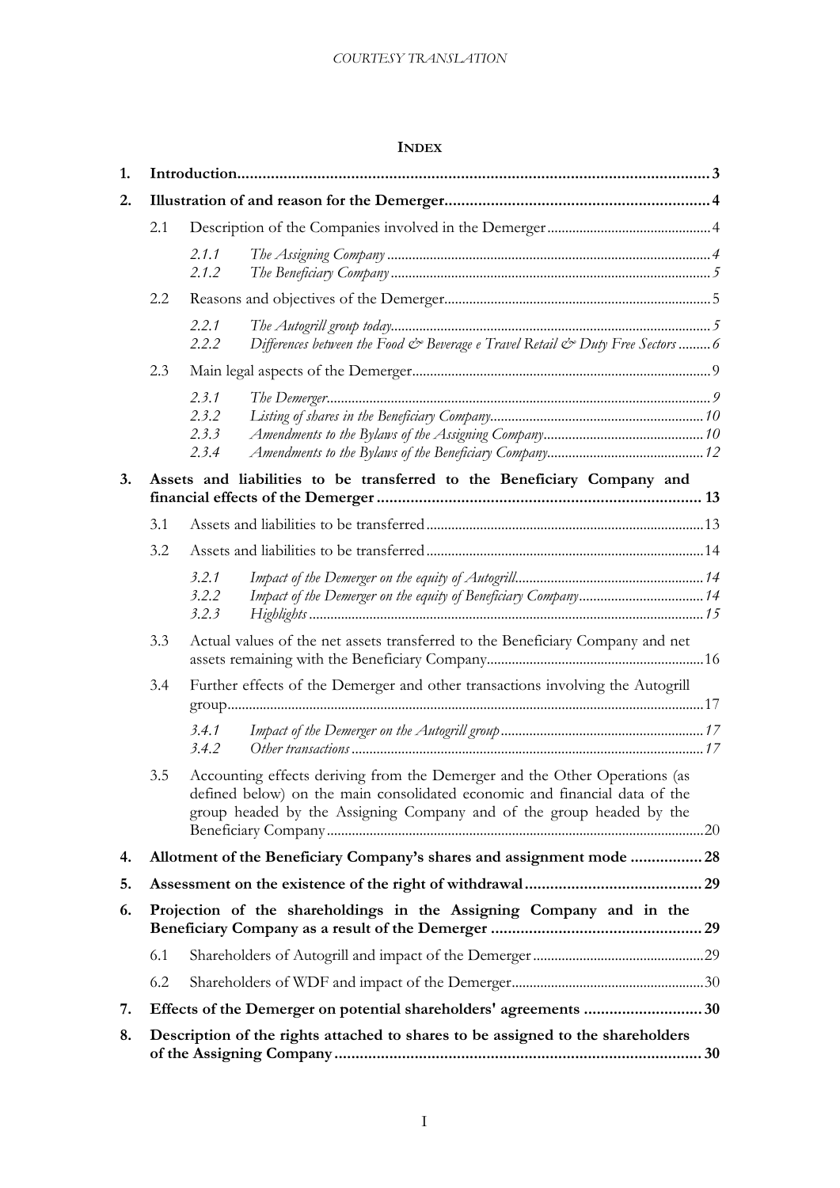# INDEX

| | | |
|---|---|---|
| **1.** | **Introduction** | **3** |
| **2.** | **Illustration of and reason for the Demerger** | **4** |
| 2.1 | Description of the Companies involved in the Demerger | 4 |
| *2.1.1* | *The Assigning Company* | *4* |
| *2.1.2* | *The Beneficiary Company* | *5* |
| 2.2 | Reasons and objectives of the Demerger | 5 |
| *2.2.1* | *The Autogrill group today* | *5* |
| *2.2.2* | *Differences between the Food & Beverage e Travel Retail & Duty Free Sectors* | *6* |
| 2.3 | Main legal aspects of the Demerger | 9 |
| *2.3.1* | *The Demerger* | *9* |
| *2.3.2* | *Listing of shares in the Beneficiary Company* | *10* |
| *2.3.3* | *Amendments to the Bylaws of the Assigning Company* | *10* |
| *2.3.4* | *Amendments to the Bylaws of the Beneficiary Company* | *12* |
| **3.** | **Assets and liabilities to be transferred to the Beneficiary Company and financial effects of the Demerger** | **13** |
| 3.1 | Assets and liabilities to be transferred | 13 |
| 3.2 | Assets and liabilities to be transferred | 14 |
| *3.2.1* | *Impact of the Demerger on the equity of Autogrill* | *14* |
| *3.2.2* | *Impact of the Demerger on the equity of Beneficiary Company* | *14* |
| *3.2.3* | *Highlights* | *15* |
| 3.3 | Actual values of the net assets transferred to the Beneficiary Company and net assets remaining with the Beneficiary Company | 16 |
| 3.4 | Further effects of the Demerger and other transactions involving the Autogrill group | 17 |
| *3.4.1* | *Impact of the Demerger on the Autogrill group* | *17* |
| *3.4.2* | *Other transactions* | *17* |
| 3.5 | Accounting effects deriving from the Demerger and the Other Operations (as defined below) on the main consolidated economic and financial data of the group headed by the Assigning Company and of the group headed by the Beneficiary Company | 20 |
| **4.** | **Allotment of the Beneficiary Company's shares and assignment mode** | **28** |
| **5.** | **Assessment on the existence of the right of withdrawal** | **29** |
| **6.** | **Projection of the shareholdings in the Assigning Company and in the Beneficiary Company as a result of the Demerger** | **29** |
| 6.1 | Shareholders of Autogrill and impact of the Demerger | 29 |
| 6.2 | Shareholders of WDF and impact of the Demerger | 30 |
| **7.** | **Effects of the Demerger on potential shareholders' agreements** | **30** |
| **8.** | **Description of the rights attached to shares to be assigned to the shareholders of the Assigning Company** | **30** |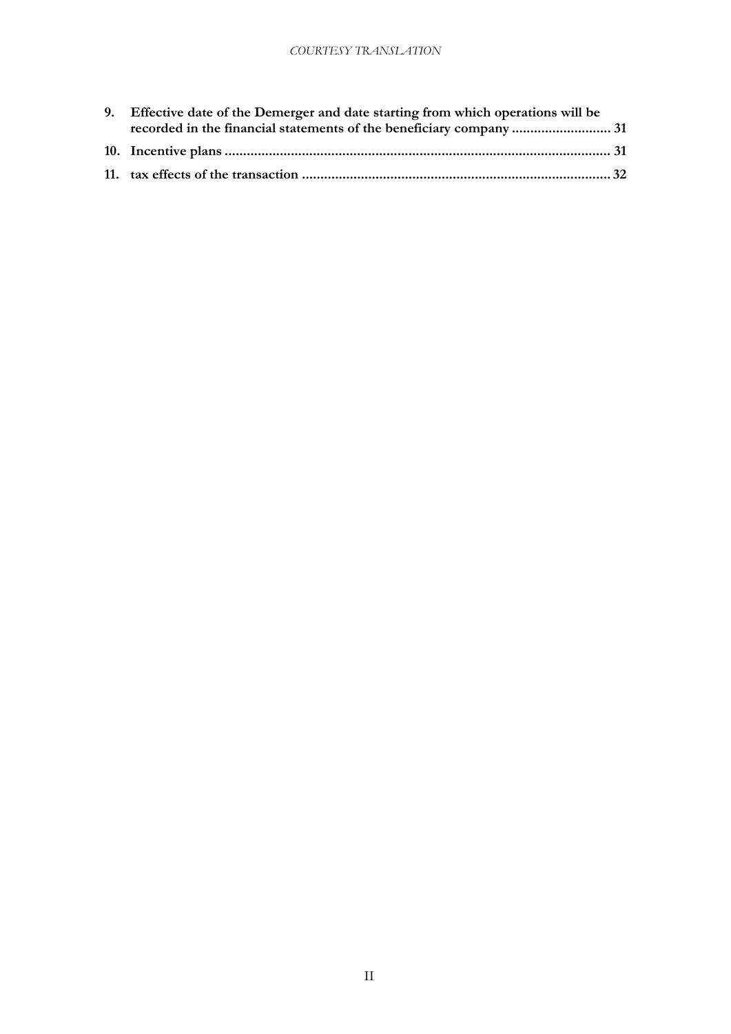**9. Effective date of the Demerger and date starting from which operations will be recorded in the financial statements of the beneficiary company .......................... 31**

**10. Incentive plans ........................................................................................................ 31**

**11. tax effects of the transaction ................................................................................... 32**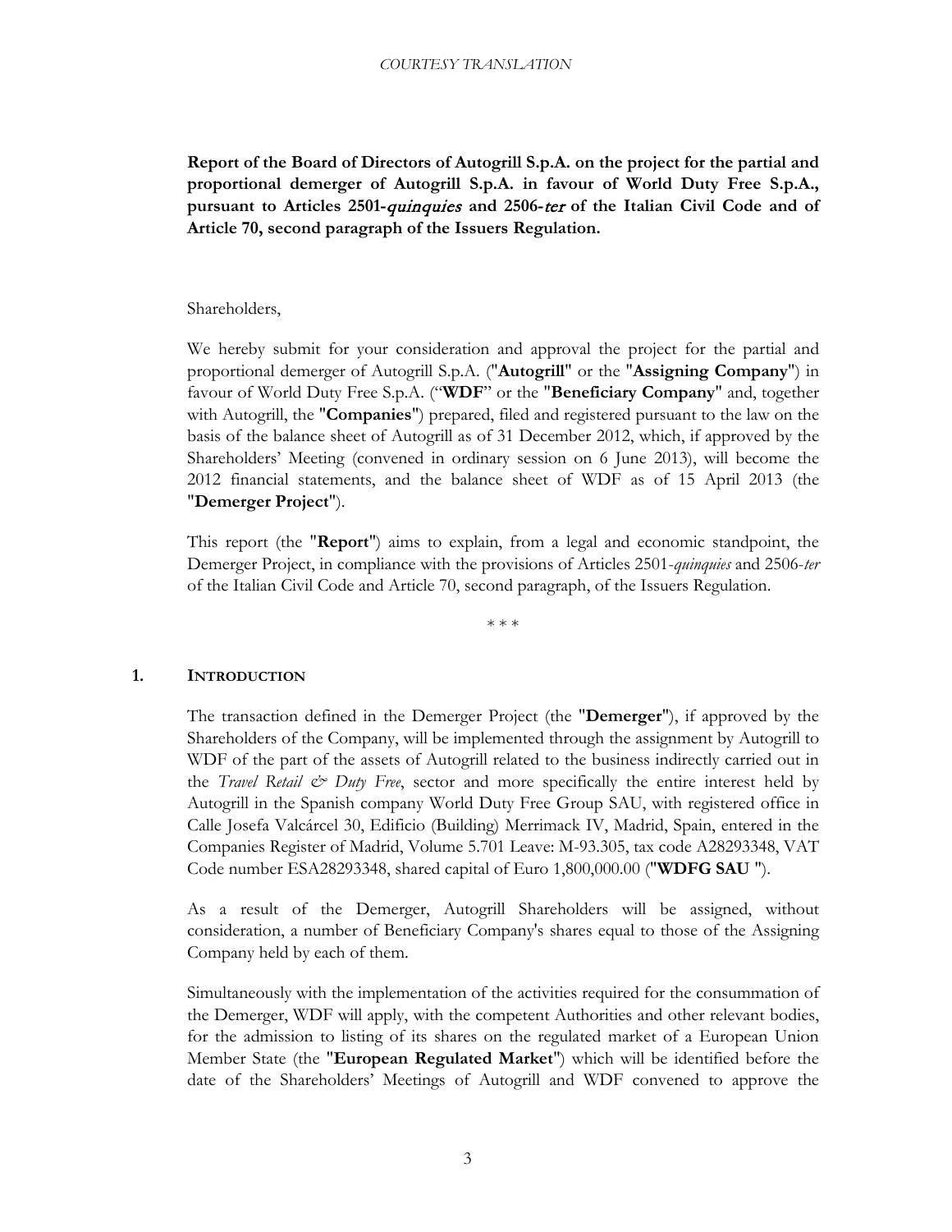**Report of the Board of Directors of Autogrill S.p.A. on the project for the partial and proportional demerger of Autogrill S.p.A. in favour of World Duty Free S.p.A., pursuant to Articles 2501-*quinquies* and 2506-*ter* of the Italian Civil Code and of Article 70, second paragraph of the Issuers Regulation.**

Shareholders,

We hereby submit for your consideration and approval the project for the partial and proportional demerger of Autogrill S.p.A. ("**Autogrill**" or the "**Assigning Company**") in favour of World Duty Free S.p.A. ("**WDF**" or the "**Beneficiary Company**" and, together with Autogrill, the "**Companies**") prepared, filed and registered pursuant to the law on the basis of the balance sheet of Autogrill as of 31 December 2012, which, if approved by the Shareholders' Meeting (convened in ordinary session on 6 June 2013), will become the 2012 financial statements, and the balance sheet of WDF as of 15 April 2013 (the "**Demerger Project**").

This report (the "**Report**") aims to explain, from a legal and economic standpoint, the Demerger Project, in compliance with the provisions of Articles 2501-*quinquies* and 2506-*ter* of the Italian Civil Code and Article 70, second paragraph, of the Issuers Regulation.

\* \* \*

## 1. INTRODUCTION

The transaction defined in the Demerger Project (the "**Demerger**"), if approved by the Shareholders of the Company, will be implemented through the assignment by Autogrill to WDF of the part of the assets of Autogrill related to the business indirectly carried out in the *Travel Retail & Duty Free*, sector and more specifically the entire interest held by Autogrill in the Spanish company World Duty Free Group SAU, with registered office in Calle Josefa Valcárcel 30, Edificio (Building) Merrimack IV, Madrid, Spain, entered in the Companies Register of Madrid, Volume 5.701 Leave: M-93.305, tax code A28293348, VAT Code number ESA28293348, shared capital of Euro 1,800,000.00 ("**WDFG SAU** ").

As a result of the Demerger, Autogrill Shareholders will be assigned, without consideration, a number of Beneficiary Company's shares equal to those of the Assigning Company held by each of them.

Simultaneously with the implementation of the activities required for the consummation of the Demerger, WDF will apply, with the competent Authorities and other relevant bodies, for the admission to listing of its shares on the regulated market of a European Union Member State (the "**European Regulated Market**") which will be identified before the date of the Shareholders' Meetings of Autogrill and WDF convened to approve the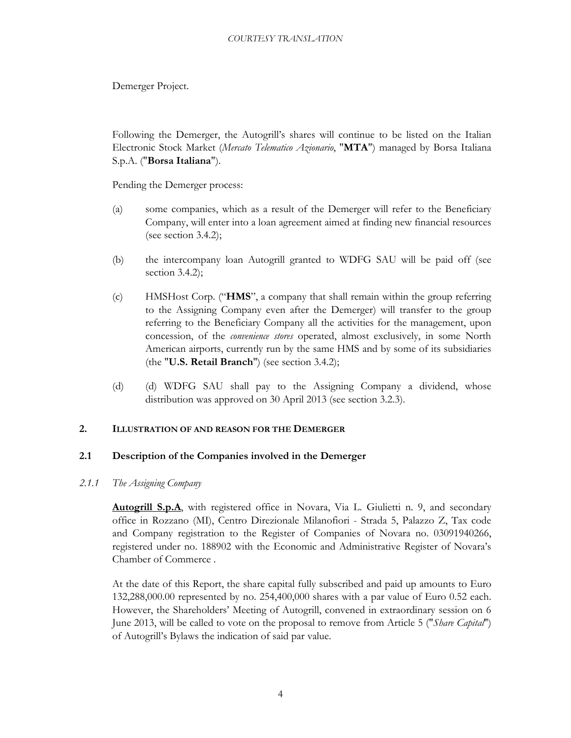Demerger Project.

Following the Demerger, the Autogrill's shares will continue to be listed on the Italian Electronic Stock Market (*Mercato Telematico Azionario*, "**MTA**") managed by Borsa Italiana S.p.A. ("**Borsa Italiana**").

Pending the Demerger process:

(a) some companies, which as a result of the Demerger will refer to the Beneficiary Company, will enter into a loan agreement aimed at finding new financial resources (see section 3.4.2);

(b) the intercompany loan Autogrill granted to WDFG SAU will be paid off (see section 3.4.2);

(c) HMSHost Corp. ("**HMS**", a company that shall remain within the group referring to the Assigning Company even after the Demerger) will transfer to the group referring to the Beneficiary Company all the activities for the management, upon concession, of the *convenience stores* operated, almost exclusively, in some North American airports, currently run by the same HMS and by some of its subsidiaries (the "**U.S. Retail Branch**") (see section 3.4.2);

(d) (d) WDFG SAU shall pay to the Assigning Company a dividend, whose distribution was approved on 30 April 2013 (see section 3.2.3).

## 2. ILLUSTRATION OF AND REASON FOR THE DEMERGER

### 2.1 Description of the Companies involved in the Demerger

#### *2.1.1 The Assigning Company*

**Autogrill S.p.A**, with registered office in Novara, Via L. Giulietti n. 9, and secondary office in Rozzano (MI), Centro Direzionale Milanofiori - Strada 5, Palazzo Z, Tax code and Company registration to the Register of Companies of Novara no. 03091940266, registered under no. 188902 with the Economic and Administrative Register of Novara's Chamber of Commerce .

At the date of this Report, the share capital fully subscribed and paid up amounts to Euro 132,288,000.00 represented by no. 254,400,000 shares with a par value of Euro 0.52 each. However, the Shareholders' Meeting of Autogrill, convened in extraordinary session on 6 June 2013, will be called to vote on the proposal to remove from Article 5 ("*Share Capital*") of Autogrill's Bylaws the indication of said par value.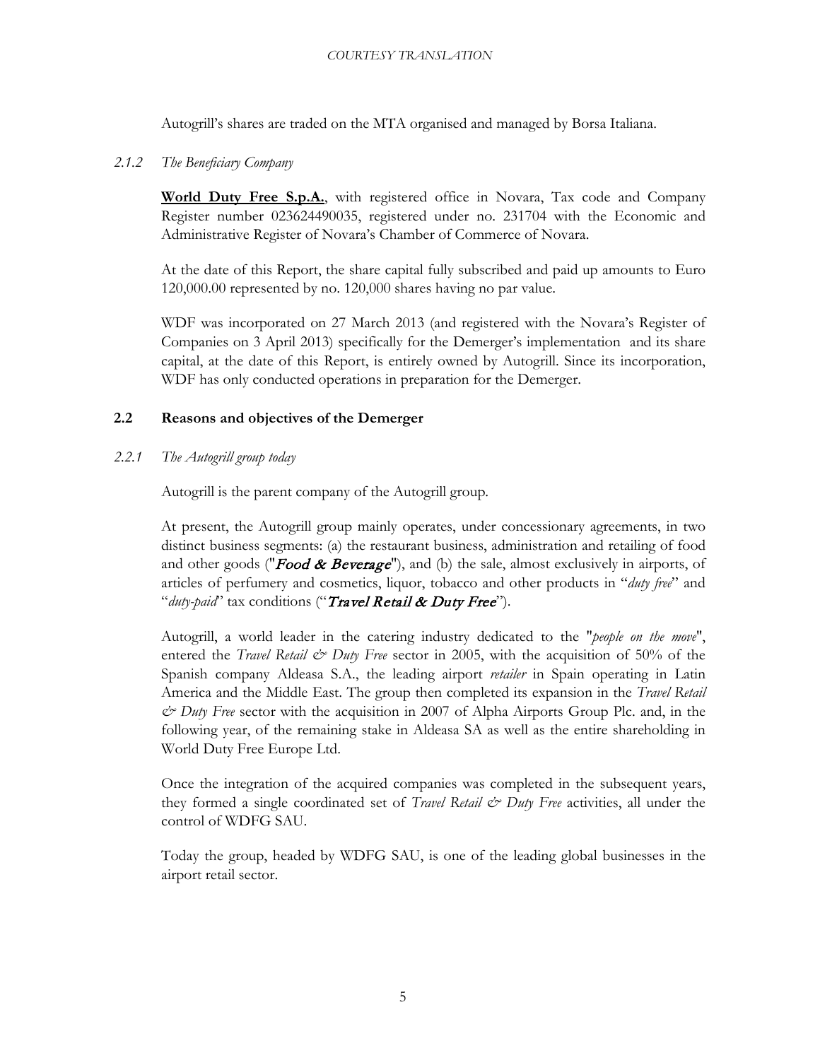Autogrill's shares are traded on the MTA organised and managed by Borsa Italiana.

*2.1.2 The Beneficiary Company*

**World Duty Free S.p.A.**, with registered office in Novara, Tax code and Company Register number 023624490035, registered under no. 231704 with the Economic and Administrative Register of Novara's Chamber of Commerce of Novara.

At the date of this Report, the share capital fully subscribed and paid up amounts to Euro 120,000.00 represented by no. 120,000 shares having no par value.

WDF was incorporated on 27 March 2013 (and registered with the Novara's Register of Companies on 3 April 2013) specifically for the Demerger's implementation and its share capital, at the date of this Report, is entirely owned by Autogrill. Since its incorporation, WDF has only conducted operations in preparation for the Demerger.

## 2.2 Reasons and objectives of the Demerger

*2.2.1 The Autogrill group today*

Autogrill is the parent company of the Autogrill group.

At present, the Autogrill group mainly operates, under concessionary agreements, in two distinct business segments: (a) the restaurant business, administration and retailing of food and other goods ("***Food & Beverage***"), and (b) the sale, almost exclusively in airports, of articles of perfumery and cosmetics, liquor, tobacco and other products in "*duty free*" and "*duty-paid*" tax conditions ("***Travel Retail & Duty Free***").

Autogrill, a world leader in the catering industry dedicated to the "*people on the move*", entered the *Travel Retail & Duty Free* sector in 2005, with the acquisition of 50% of the Spanish company Aldeasa S.A., the leading airport *retailer* in Spain operating in Latin America and the Middle East. The group then completed its expansion in the *Travel Retail & Duty Free* sector with the acquisition in 2007 of Alpha Airports Group Plc. and, in the following year, of the remaining stake in Aldeasa SA as well as the entire shareholding in World Duty Free Europe Ltd.

Once the integration of the acquired companies was completed in the subsequent years, they formed a single coordinated set of *Travel Retail & Duty Free* activities, all under the control of WDFG SAU.

Today the group, headed by WDFG SAU, is one of the leading global businesses in the airport retail sector.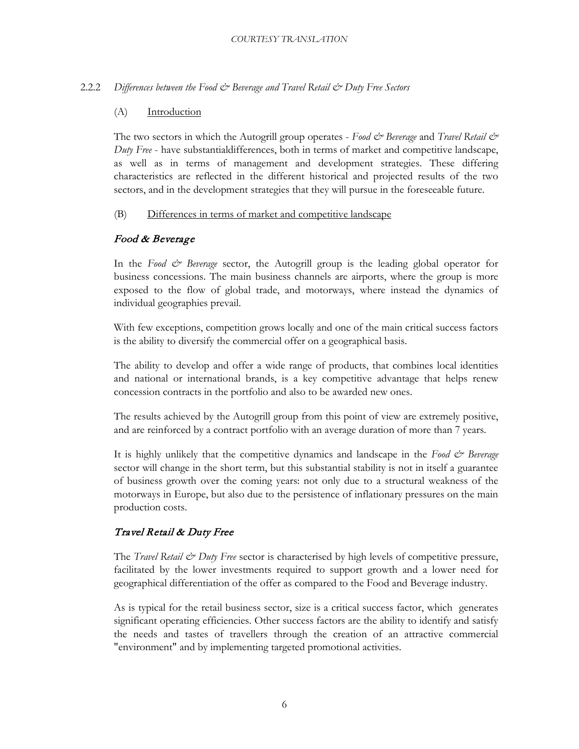#### 2.2.2 *Differences between the Food & Beverage and Travel Retail & Duty Free Sectors*

(A) Introduction

The two sectors in which the Autogrill group operates - *Food & Beverage* and *Travel Retail & Duty Free* - have substantialdifferences, both in terms of market and competitive landscape, as well as in terms of management and development strategies. These differing characteristics are reflected in the different historical and projected results of the two sectors, and in the development strategies that they will pursue in the foreseeable future.

(B) Differences in terms of market and competitive landscape

***Food & Beverage***

In the *Food & Beverage* sector, the Autogrill group is the leading global operator for business concessions. The main business channels are airports, where the group is more exposed to the flow of global trade, and motorways, where instead the dynamics of individual geographies prevail.

With few exceptions, competition grows locally and one of the main critical success factors is the ability to diversify the commercial offer on a geographical basis.

The ability to develop and offer a wide range of products, that combines local identities and national or international brands, is a key competitive advantage that helps renew concession contracts in the portfolio and also to be awarded new ones.

The results achieved by the Autogrill group from this point of view are extremely positive, and are reinforced by a contract portfolio with an average duration of more than 7 years.

It is highly unlikely that the competitive dynamics and landscape in the *Food & Beverage* sector will change in the short term, but this substantial stability is not in itself a guarantee of business growth over the coming years: not only due to a structural weakness of the motorways in Europe, but also due to the persistence of inflationary pressures on the main production costs.

***Travel Retail & Duty Free***

The *Travel Retail & Duty Free* sector is characterised by high levels of competitive pressure, facilitated by the lower investments required to support growth and a lower need for geographical differentiation of the offer as compared to the Food and Beverage industry.

As is typical for the retail business sector, size is a critical success factor, which generates significant operating efficiencies. Other success factors are the ability to identify and satisfy the needs and tastes of travellers through the creation of an attractive commercial "environment" and by implementing targeted promotional activities.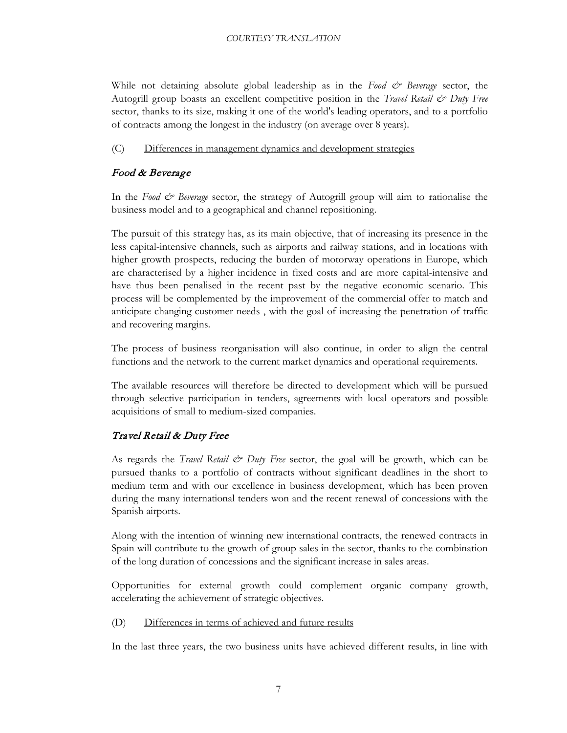While not detaining absolute global leadership as in the *Food & Beverage* sector, the Autogrill group boasts an excellent competitive position in the *Travel Retail & Duty Free* sector, thanks to its size, making it one of the world's leading operators, and to a portfolio of contracts among the longest in the industry (on average over 8 years).

(C) Differences in management dynamics and development strategies

### *Food & Beverage*

In the *Food & Beverage* sector, the strategy of Autogrill group will aim to rationalise the business model and to a geographical and channel repositioning.

The pursuit of this strategy has, as its main objective, that of increasing its presence in the less capital-intensive channels, such as airports and railway stations, and in locations with higher growth prospects, reducing the burden of motorway operations in Europe, which are characterised by a higher incidence in fixed costs and are more capital-intensive and have thus been penalised in the recent past by the negative economic scenario. This process will be complemented by the improvement of the commercial offer to match and anticipate changing customer needs , with the goal of increasing the penetration of traffic and recovering margins.

The process of business reorganisation will also continue, in order to align the central functions and the network to the current market dynamics and operational requirements.

The available resources will therefore be directed to development which will be pursued through selective participation in tenders, agreements with local operators and possible acquisitions of small to medium-sized companies.

### *Travel Retail & Duty Free*

As regards the *Travel Retail & Duty Free* sector, the goal will be growth, which can be pursued thanks to a portfolio of contracts without significant deadlines in the short to medium term and with our excellence in business development, which has been proven during the many international tenders won and the recent renewal of concessions with the Spanish airports.

Along with the intention of winning new international contracts, the renewed contracts in Spain will contribute to the growth of group sales in the sector, thanks to the combination of the long duration of concessions and the significant increase in sales areas.

Opportunities for external growth could complement organic company growth, accelerating the achievement of strategic objectives.

(D) Differences in terms of achieved and future results

In the last three years, the two business units have achieved different results, in line with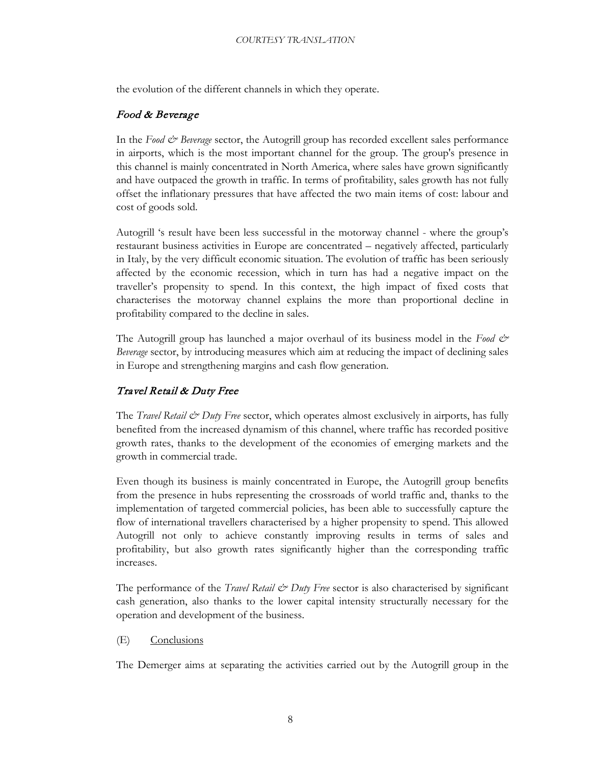the evolution of the different channels in which they operate.

### *Food & Beverage*

In the *Food & Beverage* sector, the Autogrill group has recorded excellent sales performance in airports, which is the most important channel for the group. The group's presence in this channel is mainly concentrated in North America, where sales have grown significantly and have outpaced the growth in traffic. In terms of profitability, sales growth has not fully offset the inflationary pressures that have affected the two main items of cost: labour and cost of goods sold.

Autogrill 's result have been less successful in the motorway channel - where the group's restaurant business activities in Europe are concentrated – negatively affected, particularly in Italy, by the very difficult economic situation. The evolution of traffic has been seriously affected by the economic recession, which in turn has had a negative impact on the traveller's propensity to spend. In this context, the high impact of fixed costs that characterises the motorway channel explains the more than proportional decline in profitability compared to the decline in sales.

The Autogrill group has launched a major overhaul of its business model in the *Food & Beverage* sector, by introducing measures which aim at reducing the impact of declining sales in Europe and strengthening margins and cash flow generation.

### *Travel Retail & Duty Free*

The *Travel Retail & Duty Free* sector, which operates almost exclusively in airports, has fully benefited from the increased dynamism of this channel, where traffic has recorded positive growth rates, thanks to the development of the economies of emerging markets and the growth in commercial trade.

Even though its business is mainly concentrated in Europe, the Autogrill group benefits from the presence in hubs representing the crossroads of world traffic and, thanks to the implementation of targeted commercial policies, has been able to successfully capture the flow of international travellers characterised by a higher propensity to spend. This allowed Autogrill not only to achieve constantly improving results in terms of sales and profitability, but also growth rates significantly higher than the corresponding traffic increases.

The performance of the *Travel Retail & Duty Free* sector is also characterised by significant cash generation, also thanks to the lower capital intensity structurally necessary for the operation and development of the business.

(E) Conclusions

The Demerger aims at separating the activities carried out by the Autogrill group in the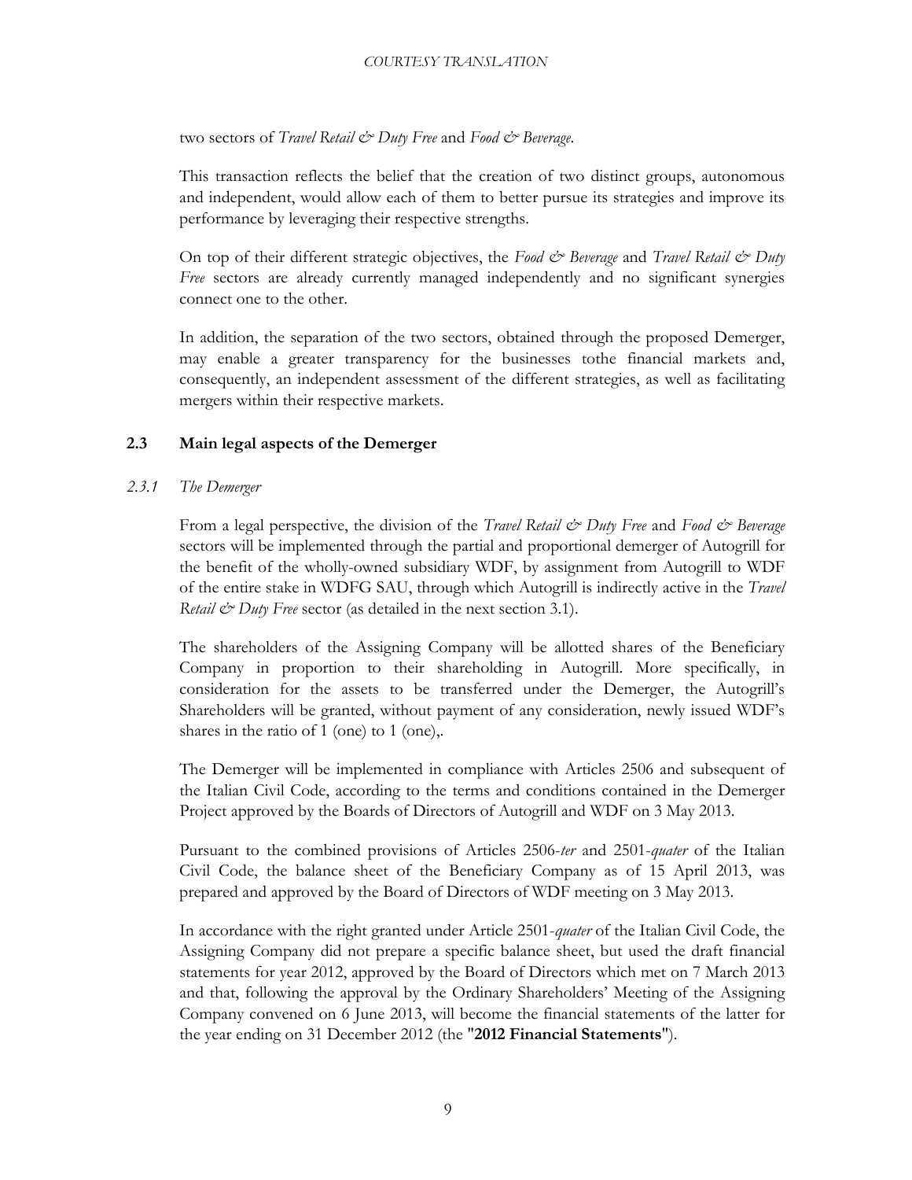two sectors of *Travel Retail & Duty Free* and *Food & Beverage*.

This transaction reflects the belief that the creation of two distinct groups, autonomous and independent, would allow each of them to better pursue its strategies and improve its performance by leveraging their respective strengths.

On top of their different strategic objectives, the *Food & Beverage* and *Travel Retail & Duty Free* sectors are already currently managed independently and no significant synergies connect one to the other.

In addition, the separation of the two sectors, obtained through the proposed Demerger, may enable a greater transparency for the businesses tothe financial markets and, consequently, an independent assessment of the different strategies, as well as facilitating mergers within their respective markets.

### 2.3 Main legal aspects of the Demerger

#### *2.3.1 The Demerger*

From a legal perspective, the division of the *Travel Retail & Duty Free* and *Food & Beverage* sectors will be implemented through the partial and proportional demerger of Autogrill for the benefit of the wholly-owned subsidiary WDF, by assignment from Autogrill to WDF of the entire stake in WDFG SAU, through which Autogrill is indirectly active in the *Travel Retail & Duty Free* sector (as detailed in the next section 3.1).

The shareholders of the Assigning Company will be allotted shares of the Beneficiary Company in proportion to their shareholding in Autogrill. More specifically, in consideration for the assets to be transferred under the Demerger, the Autogrill's Shareholders will be granted, without payment of any consideration, newly issued WDF's shares in the ratio of 1 (one) to 1 (one),.

The Demerger will be implemented in compliance with Articles 2506 and subsequent of the Italian Civil Code, according to the terms and conditions contained in the Demerger Project approved by the Boards of Directors of Autogrill and WDF on 3 May 2013.

Pursuant to the combined provisions of Articles 2506-*ter* and 2501-*quater* of the Italian Civil Code, the balance sheet of the Beneficiary Company as of 15 April 2013, was prepared and approved by the Board of Directors of WDF meeting on 3 May 2013.

In accordance with the right granted under Article 2501-*quater* of the Italian Civil Code, the Assigning Company did not prepare a specific balance sheet, but used the draft financial statements for year 2012, approved by the Board of Directors which met on 7 March 2013 and that, following the approval by the Ordinary Shareholders' Meeting of the Assigning Company convened on 6 June 2013, will become the financial statements of the latter for the year ending on 31 December 2012 (the "**2012 Financial Statements**").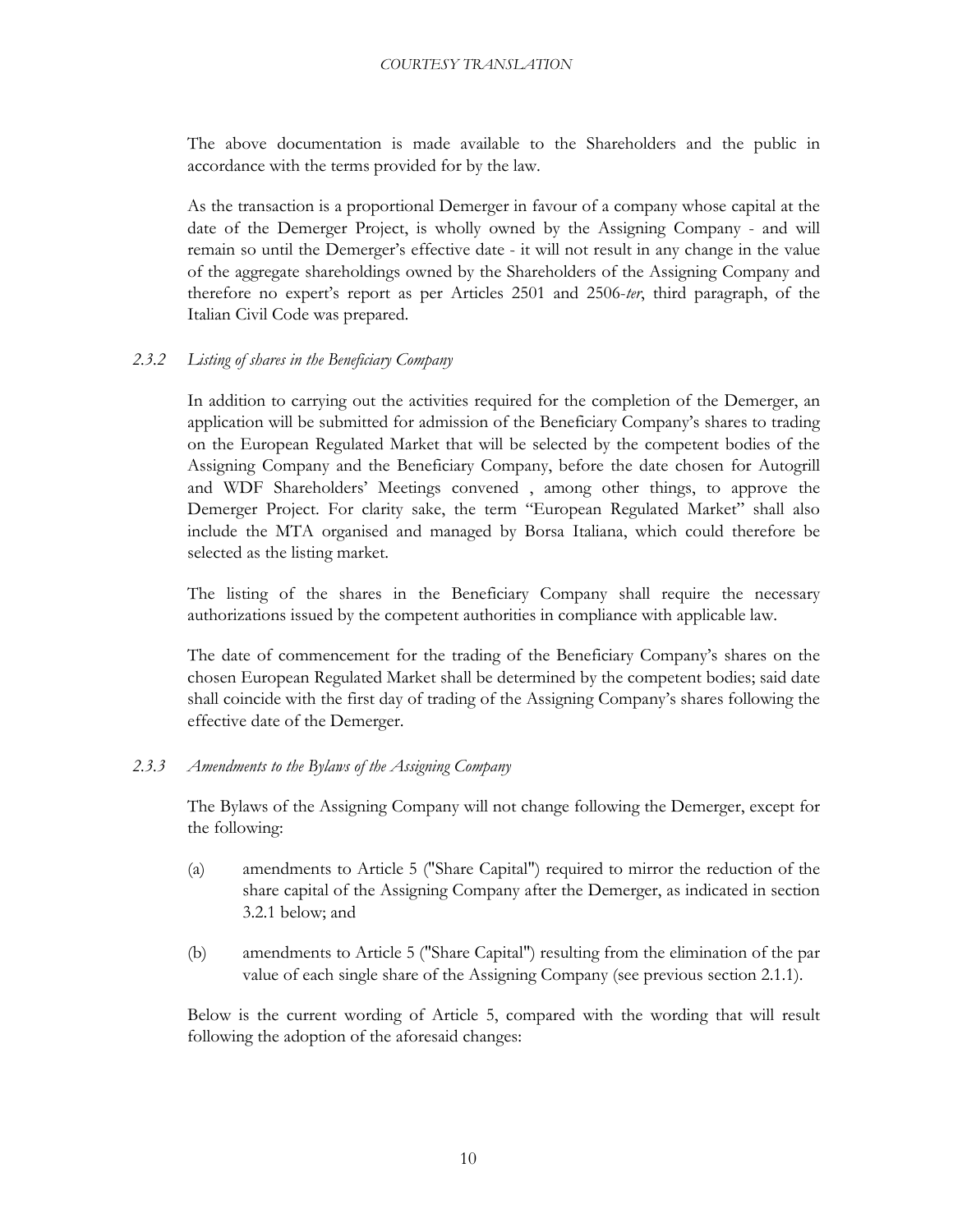The above documentation is made available to the Shareholders and the public in accordance with the terms provided for by the law.

As the transaction is a proportional Demerger in favour of a company whose capital at the date of the Demerger Project, is wholly owned by the Assigning Company - and will remain so until the Demerger's effective date - it will not result in any change in the value of the aggregate shareholdings owned by the Shareholders of the Assigning Company and therefore no expert's report as per Articles 2501 and 2506-*ter*, third paragraph, of the Italian Civil Code was prepared.

### *2.3.2 Listing of shares in the Beneficiary Company*

In addition to carrying out the activities required for the completion of the Demerger, an application will be submitted for admission of the Beneficiary Company's shares to trading on the European Regulated Market that will be selected by the competent bodies of the Assigning Company and the Beneficiary Company, before the date chosen for Autogrill and WDF Shareholders' Meetings convened , among other things, to approve the Demerger Project. For clarity sake, the term "European Regulated Market" shall also include the MTA organised and managed by Borsa Italiana, which could therefore be selected as the listing market.

The listing of the shares in the Beneficiary Company shall require the necessary authorizations issued by the competent authorities in compliance with applicable law.

The date of commencement for the trading of the Beneficiary Company's shares on the chosen European Regulated Market shall be determined by the competent bodies; said date shall coincide with the first day of trading of the Assigning Company's shares following the effective date of the Demerger.

### *2.3.3 Amendments to the Bylaws of the Assigning Company*

The Bylaws of the Assigning Company will not change following the Demerger, except for the following:

(a) amendments to Article 5 ("Share Capital") required to mirror the reduction of the share capital of the Assigning Company after the Demerger, as indicated in section 3.2.1 below; and

(b) amendments to Article 5 ("Share Capital") resulting from the elimination of the par value of each single share of the Assigning Company (see previous section 2.1.1).

Below is the current wording of Article 5, compared with the wording that will result following the adoption of the aforesaid changes: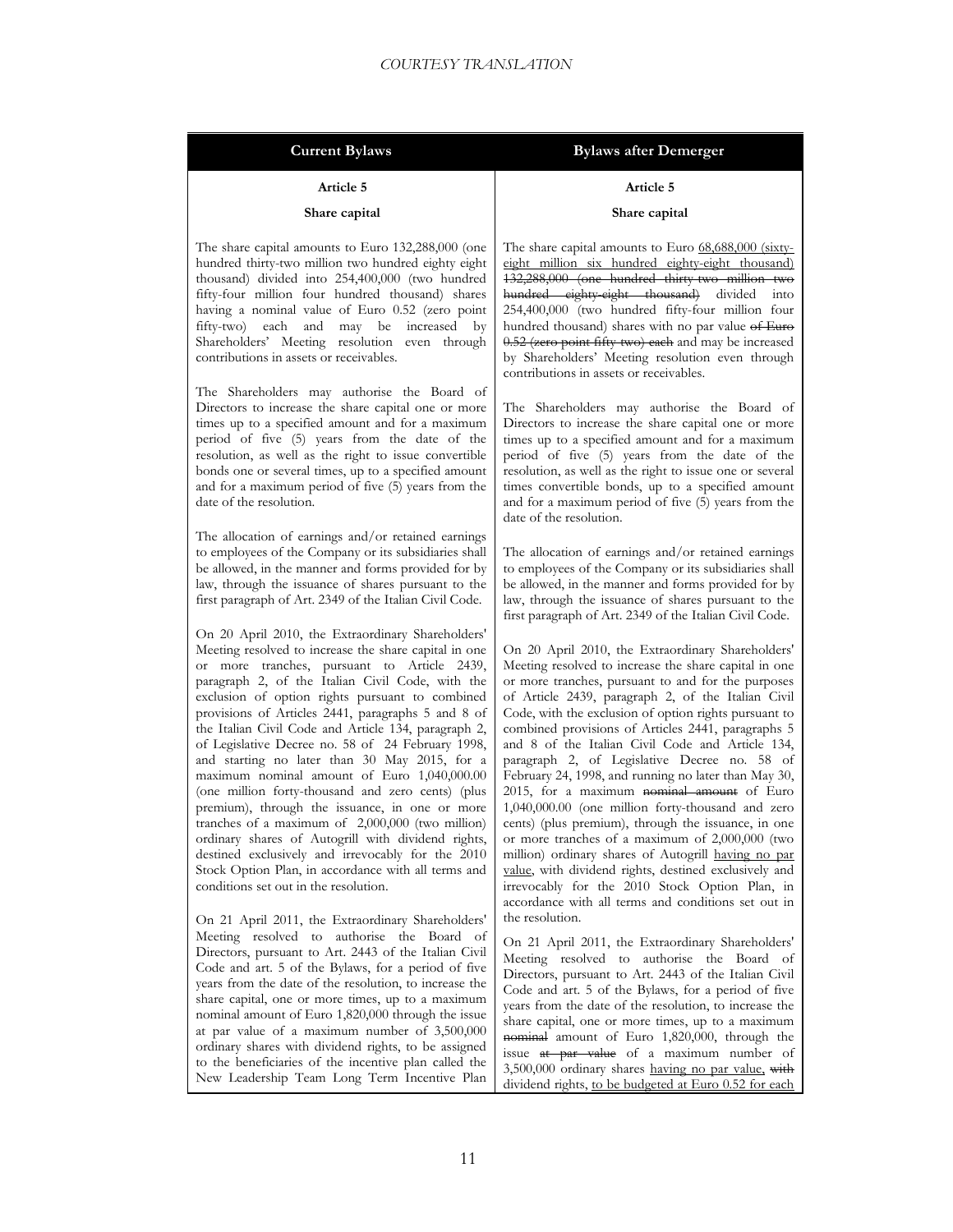| Current Bylaws | Bylaws after Demerger |
|---|---|
| **Article 5**<br><br>**Share capital**<br><br>The share capital amounts to Euro 132,288,000 (one hundred thirty-two million two hundred eighty eight thousand) divided into 254,400,000 (two hundred fifty-four million four hundred thousand) shares having a nominal value of Euro 0.52 (zero point fifty-two) each and may be increased by Shareholders' Meeting resolution even through contributions in assets or receivables.<br><br>The Shareholders may authorise the Board of Directors to increase the share capital one or more times up to a specified amount and for a maximum period of five (5) years from the date of the resolution, as well as the right to issue convertible bonds one or several times, up to a specified amount and for a maximum period of five (5) years from the date of the resolution.<br><br>The allocation of earnings and/or retained earnings to employees of the Company or its subsidiaries shall be allowed, in the manner and forms provided for by law, through the issuance of shares pursuant to the first paragraph of Art. 2349 of the Italian Civil Code.<br><br>On 20 April 2010, the Extraordinary Shareholders' Meeting resolved to increase the share capital in one or more tranches, pursuant to Article 2439, paragraph 2, of the Italian Civil Code, with the exclusion of option rights pursuant to combined provisions of Articles 2441, paragraphs 5 and 8 of the Italian Civil Code and Article 134, paragraph 2, of Legislative Decree no. 58 of 24 February 1998, and starting no later than 30 May 2015, for a maximum nominal amount of Euro 1,040,000.00 (one million forty-thousand and zero cents) (plus premium), through the issuance, in one or more tranches of a maximum of 2,000,000 (two million) ordinary shares of Autogrill with dividend rights, destined exclusively and irrevocably for the 2010 Stock Option Plan, in accordance with all terms and conditions set out in the resolution.<br><br>On 21 April 2011, the Extraordinary Shareholders' Meeting resolved to authorise the Board of Directors, pursuant to Art. 2443 of the Italian Civil Code and art. 5 of the Bylaws, for a period of five years from the date of the resolution, to increase the share capital, one or more times, up to a maximum nominal amount of Euro 1,820,000 through the issue at par value of a maximum number of 3,500,000 ordinary shares with dividend rights, to be assigned to the beneficiaries of the incentive plan called the New Leadership Team Long Term Incentive Plan | **Article 5**<br><br>**Share capital**<br><br>The share capital amounts to Euro <u>68,688,000 (sixty-eight million six hundred eighty-eight thousand)</u> ~~132,288,000 (one hundred thirty-two million two hundred eighty-eight thousand)~~ divided into 254,400,000 (two hundred fifty-four million four hundred thousand) shares with no par value ~~of Euro 0.52 (zero point fifty-two) each~~ and may be increased by Shareholders' Meeting resolution even through contributions in assets or receivables.<br><br>The Shareholders may authorise the Board of Directors to increase the share capital one or more times up to a specified amount and for a maximum period of five (5) years from the date of the resolution, as well as the right to issue one or several times convertible bonds, up to a specified amount and for a maximum period of five (5) years from the date of the resolution.<br><br>The allocation of earnings and/or retained earnings to employees of the Company or its subsidiaries shall be allowed, in the manner and forms provided for by law, through the issuance of shares pursuant to the first paragraph of Art. 2349 of the Italian Civil Code.<br><br>On 20 April 2010, the Extraordinary Shareholders' Meeting resolved to increase the share capital in one or more tranches, pursuant to and for the purposes of Article 2439, paragraph 2, of the Italian Civil Code, with the exclusion of option rights pursuant to combined provisions of Articles 2441, paragraphs 5 and 8 of the Italian Civil Code and Article 134, paragraph 2, of Legislative Decree no. 58 of February 24, 1998, and running no later than May 30, 2015, for a maximum ~~nominal amount~~ of Euro 1,040,000.00 (one million forty-thousand and zero cents) (plus premium), through the issuance, in one or more tranches of a maximum of 2,000,000 (two million) ordinary shares of Autogrill <u>having no par value</u>, with dividend rights, destined exclusively and irrevocably for the 2010 Stock Option Plan, in accordance with all terms and conditions set out in the resolution.<br><br>On 21 April 2011, the Extraordinary Shareholders' Meeting resolved to authorise the Board of Directors, pursuant to Art. 2443 of the Italian Civil Code and art. 5 of the Bylaws, for a period of five years from the date of the resolution, to increase the share capital, one or more times, up to a maximum ~~nominal~~ amount of Euro 1,820,000, through the issue ~~at par value~~ of a maximum number of 3,500,000 ordinary shares <u>having no par value,</u> ~~with~~ dividend rights, <u>to be budgeted at Euro 0.52 for each</u> |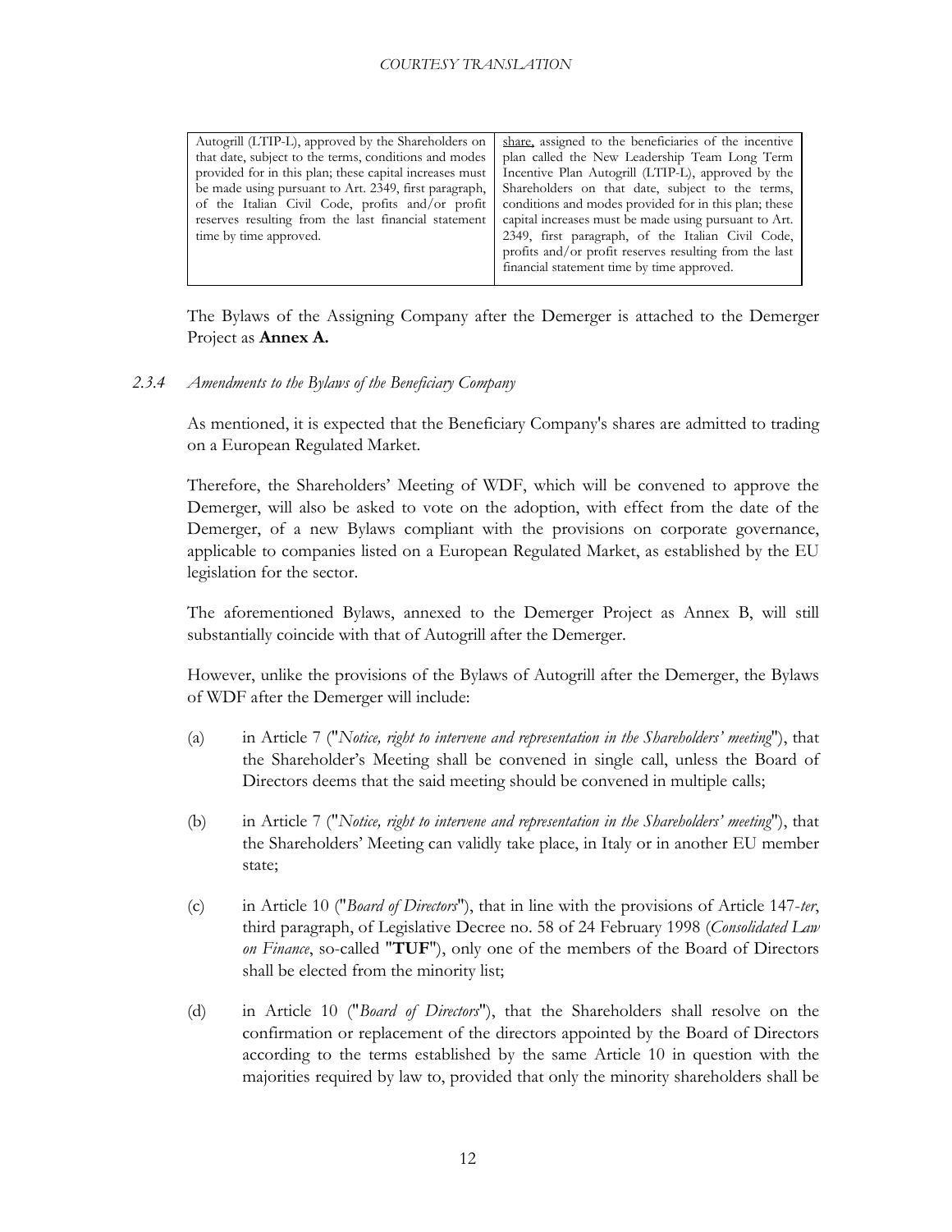| | |
|---|---|
| Autogrill (LTIP-L), approved by the Shareholders on that date, subject to the terms, conditions and modes provided for in this plan; these capital increases must be made using pursuant to Art. 2349, first paragraph, of the Italian Civil Code, profits and/or profit reserves resulting from the last financial statement time by time approved. | <u>share,</u> assigned to the beneficiaries of the incentive plan called the New Leadership Team Long Term Incentive Plan Autogrill (LTIP-L), approved by the Shareholders on that date, subject to the terms, conditions and modes provided for in this plan; these capital increases must be made using pursuant to Art. 2349, first paragraph, of the Italian Civil Code, profits and/or profit reserves resulting from the last financial statement time by time approved. |

The Bylaws of the Assigning Company after the Demerger is attached to the Demerger Project as **Annex A.**

### *2.3.4 Amendments to the Bylaws of the Beneficiary Company*

As mentioned, it is expected that the Beneficiary Company's shares are admitted to trading on a European Regulated Market.

Therefore, the Shareholders' Meeting of WDF, which will be convened to approve the Demerger, will also be asked to vote on the adoption, with effect from the date of the Demerger, of a new Bylaws compliant with the provisions on corporate governance, applicable to companies listed on a European Regulated Market, as established by the EU legislation for the sector.

The aforementioned Bylaws, annexed to the Demerger Project as Annex B, will still substantially coincide with that of Autogrill after the Demerger.

However, unlike the provisions of the Bylaws of Autogrill after the Demerger, the Bylaws of WDF after the Demerger will include:

(a) in Article 7 ("*Notice, right to intervene and representation in the Shareholders' meeting*"), that the Shareholder's Meeting shall be convened in single call, unless the Board of Directors deems that the said meeting should be convened in multiple calls;

(b) in Article 7 ("*Notice, right to intervene and representation in the Shareholders' meeting*"), that the Shareholders' Meeting can validly take place, in Italy or in another EU member state;

(c) in Article 10 ("*Board of Directors*"), that in line with the provisions of Article 147-*ter*, third paragraph, of Legislative Decree no. 58 of 24 February 1998 (*Consolidated Law on Finance*, so-called "**TUF**"), only one of the members of the Board of Directors shall be elected from the minority list;

(d) in Article 10 ("*Board of Directors*"), that the Shareholders shall resolve on the confirmation or replacement of the directors appointed by the Board of Directors according to the terms established by the same Article 10 in question with the majorities required by law to, provided that only the minority shareholders shall be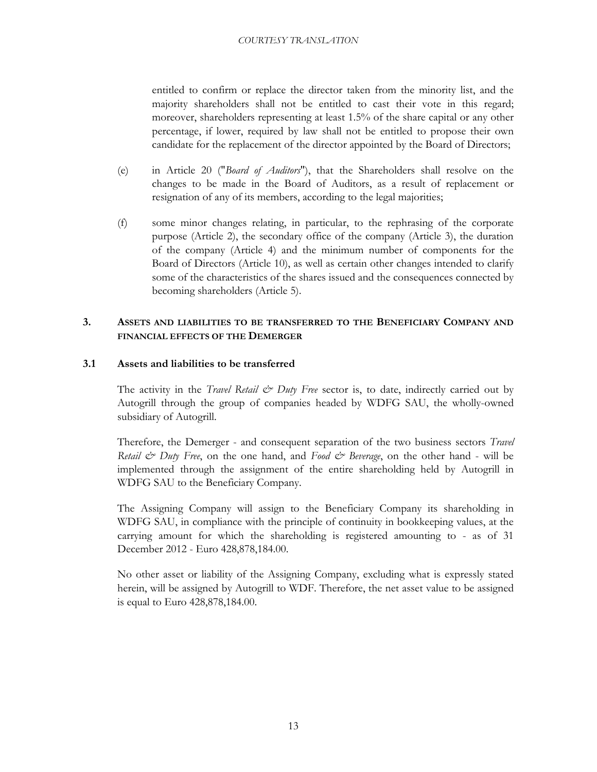entitled to confirm or replace the director taken from the minority list, and the majority shareholders shall not be entitled to cast their vote in this regard; moreover, shareholders representing at least 1.5% of the share capital or any other percentage, if lower, required by law shall not be entitled to propose their own candidate for the replacement of the director appointed by the Board of Directors;

(e) in Article 20 ("*Board of Auditors*"), that the Shareholders shall resolve on the changes to be made in the Board of Auditors, as a result of replacement or resignation of any of its members, according to the legal majorities;

(f) some minor changes relating, in particular, to the rephrasing of the corporate purpose (Article 2), the secondary office of the company (Article 3), the duration of the company (Article 4) and the minimum number of components for the Board of Directors (Article 10), as well as certain other changes intended to clarify some of the characteristics of the shares issued and the consequences connected by becoming shareholders (Article 5).

## 3. ASSETS AND LIABILITIES TO BE TRANSFERRED TO THE BENEFICIARY COMPANY AND FINANCIAL EFFECTS OF THE DEMERGER

### 3.1 Assets and liabilities to be transferred

The activity in the *Travel Retail & Duty Free* sector is, to date, indirectly carried out by Autogrill through the group of companies headed by WDFG SAU, the wholly-owned subsidiary of Autogrill.

Therefore, the Demerger - and consequent separation of the two business sectors *Travel Retail & Duty Free*, on the one hand, and *Food & Beverage*, on the other hand - will be implemented through the assignment of the entire shareholding held by Autogrill in WDFG SAU to the Beneficiary Company.

The Assigning Company will assign to the Beneficiary Company its shareholding in WDFG SAU, in compliance with the principle of continuity in bookkeeping values, at the carrying amount for which the shareholding is registered amounting to - as of 31 December 2012 - Euro 428,878,184.00.

No other asset or liability of the Assigning Company, excluding what is expressly stated herein, will be assigned by Autogrill to WDF. Therefore, the net asset value to be assigned is equal to Euro 428,878,184.00.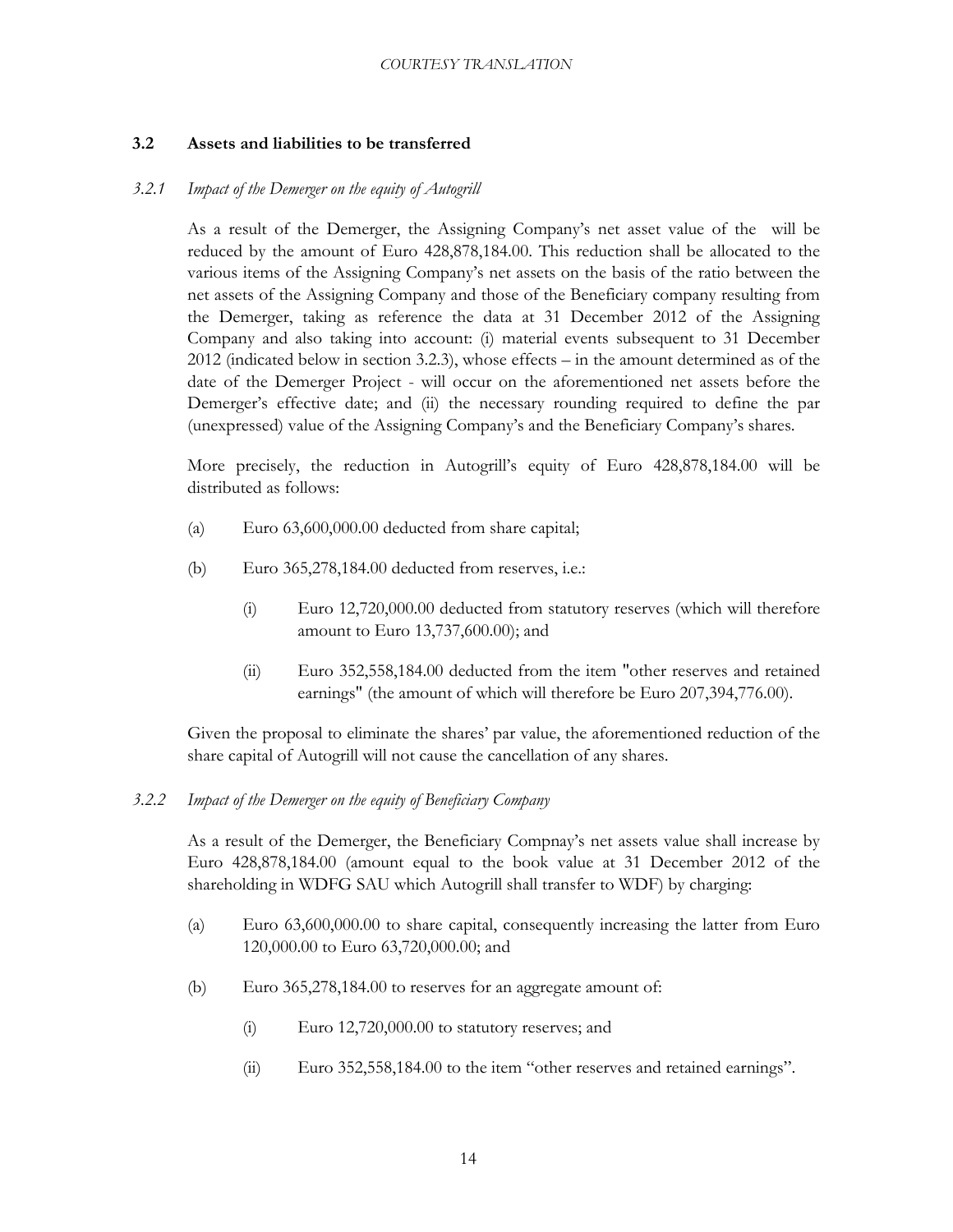### 3.2 Assets and liabilities to be transferred

#### *3.2.1 Impact of the Demerger on the equity of Autogrill*

As a result of the Demerger, the Assigning Company's net asset value of the will be reduced by the amount of Euro 428,878,184.00. This reduction shall be allocated to the various items of the Assigning Company's net assets on the basis of the ratio between the net assets of the Assigning Company and those of the Beneficiary company resulting from the Demerger, taking as reference the data at 31 December 2012 of the Assigning Company and also taking into account: (i) material events subsequent to 31 December 2012 (indicated below in section 3.2.3), whose effects – in the amount determined as of the date of the Demerger Project - will occur on the aforementioned net assets before the Demerger's effective date; and (ii) the necessary rounding required to define the par (unexpressed) value of the Assigning Company's and the Beneficiary Company's shares.

More precisely, the reduction in Autogrill's equity of Euro 428,878,184.00 will be distributed as follows:

(a) Euro 63,600,000.00 deducted from share capital;

(b) Euro 365,278,184.00 deducted from reserves, i.e.:

  (i) Euro 12,720,000.00 deducted from statutory reserves (which will therefore amount to Euro 13,737,600.00); and

  (ii) Euro 352,558,184.00 deducted from the item "other reserves and retained earnings" (the amount of which will therefore be Euro 207,394,776.00).

Given the proposal to eliminate the shares' par value, the aforementioned reduction of the share capital of Autogrill will not cause the cancellation of any shares.

#### *3.2.2 Impact of the Demerger on the equity of Beneficiary Company*

As a result of the Demerger, the Beneficiary Compnay's net assets value shall increase by Euro 428,878,184.00 (amount equal to the book value at 31 December 2012 of the shareholding in WDFG SAU which Autogrill shall transfer to WDF) by charging:

(a) Euro 63,600,000.00 to share capital, consequently increasing the latter from Euro 120,000.00 to Euro 63,720,000.00; and

(b) Euro 365,278,184.00 to reserves for an aggregate amount of:

  (i) Euro 12,720,000.00 to statutory reserves; and

  (ii) Euro 352,558,184.00 to the item "other reserves and retained earnings".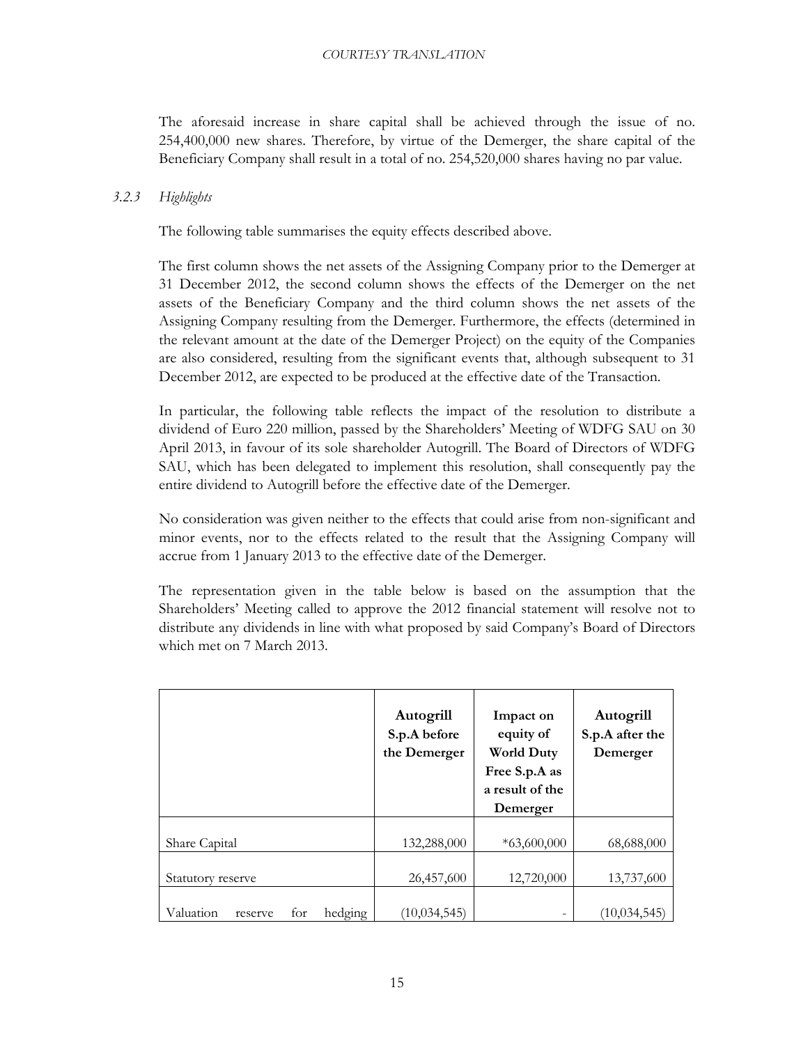The aforesaid increase in share capital shall be achieved through the issue of no. 254,400,000 new shares. Therefore, by virtue of the Demerger, the share capital of the Beneficiary Company shall result in a total of no. 254,520,000 shares having no par value.

### *3.2.3 Highlights*

The following table summarises the equity effects described above.

The first column shows the net assets of the Assigning Company prior to the Demerger at 31 December 2012, the second column shows the effects of the Demerger on the net assets of the Beneficiary Company and the third column shows the net assets of the Assigning Company resulting from the Demerger. Furthermore, the effects (determined in the relevant amount at the date of the Demerger Project) on the equity of the Companies are also considered, resulting from the significant events that, although subsequent to 31 December 2012, are expected to be produced at the effective date of the Transaction.

In particular, the following table reflects the impact of the resolution to distribute a dividend of Euro 220 million, passed by the Shareholders' Meeting of WDFG SAU on 30 April 2013, in favour of its sole shareholder Autogrill. The Board of Directors of WDFG SAU, which has been delegated to implement this resolution, shall consequently pay the entire dividend to Autogrill before the effective date of the Demerger.

No consideration was given neither to the effects that could arise from non-significant and minor events, nor to the effects related to the result that the Assigning Company will accrue from 1 January 2013 to the effective date of the Demerger.

The representation given in the table below is based on the assumption that the Shareholders' Meeting called to approve the 2012 financial statement will resolve not to distribute any dividends in line with what proposed by said Company's Board of Directors which met on 7 March 2013.

| | **Autogrill S.p.A before the Demerger** | **Impact on equity of World Duty Free S.p.A as a result of the Demerger** | **Autogrill S.p.A after the Demerger** |
|---|---|---|---|
| Share Capital | 132,288,000 | *63,600,000 | 68,688,000 |
| Statutory reserve | 26,457,600 | 12,720,000 | 13,737,600 |
| Valuation reserve for hedging | (10,034,545) | - | (10,034,545) |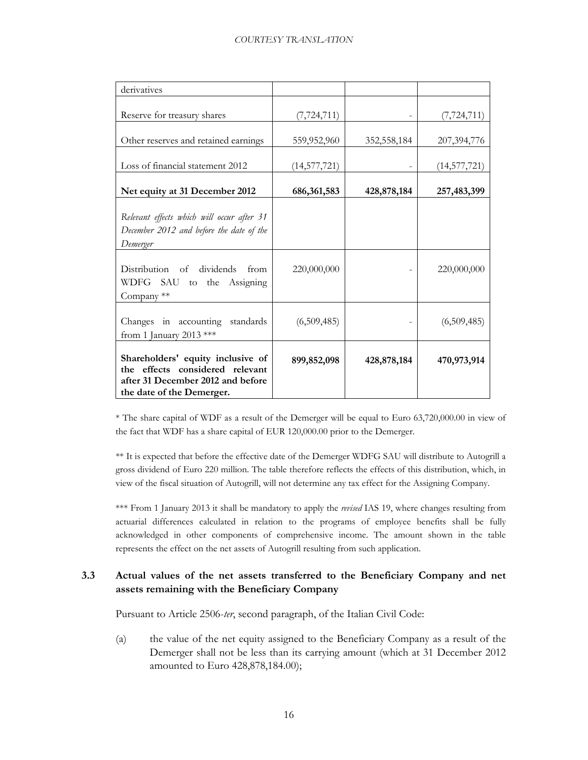| derivatives | | | |
|---|---|---|---|
| Reserve for treasury shares | (7,724,711) | - | (7,724,711) |
| Other reserves and retained earnings | 559,952,960 | 352,558,184 | 207,394,776 |
| Loss of financial statement 2012 | (14,577,721) | - | (14,577,721) |
| **Net equity at 31 December 2012** | **686,361,583** | **428,878,184** | **257,483,399** |
| *Relevant effects which will occur after 31 December 2012 and before the date of the Demerger* | | | |
| Distribution of dividends from WDFG SAU to the Assigning Company ** | 220,000,000 | - | 220,000,000 |
| Changes in accounting standards from 1 January 2013 *** | (6,509,485) | - | (6,509,485) |
| **Shareholders' equity inclusive of the effects considered relevant after 31 December 2012 and before the date of the Demerger.** | **899,852,098** | **428,878,184** | **470,973,914** |

* The share capital of WDF as a result of the Demerger will be equal to Euro 63,720,000.00 in view of the fact that WDF has a share capital of EUR 120,000.00 prior to the Demerger.

** It is expected that before the effective date of the Demerger WDFG SAU will distribute to Autogrill a gross dividend of Euro 220 million. The table therefore reflects the effects of this distribution, which, in view of the fiscal situation of Autogrill, will not determine any tax effect for the Assigning Company.

*** From 1 January 2013 it shall be mandatory to apply the *revised* IAS 19, where changes resulting from actuarial differences calculated in relation to the programs of employee benefits shall be fully acknowledged in other components of comprehensive income. The amount shown in the table represents the effect on the net assets of Autogrill resulting from such application.

### 3.3 Actual values of the net assets transferred to the Beneficiary Company and net assets remaining with the Beneficiary Company

Pursuant to Article 2506-*ter*, second paragraph, of the Italian Civil Code:

(a) the value of the net equity assigned to the Beneficiary Company as a result of the Demerger shall not be less than its carrying amount (which at 31 December 2012 amounted to Euro 428,878,184.00);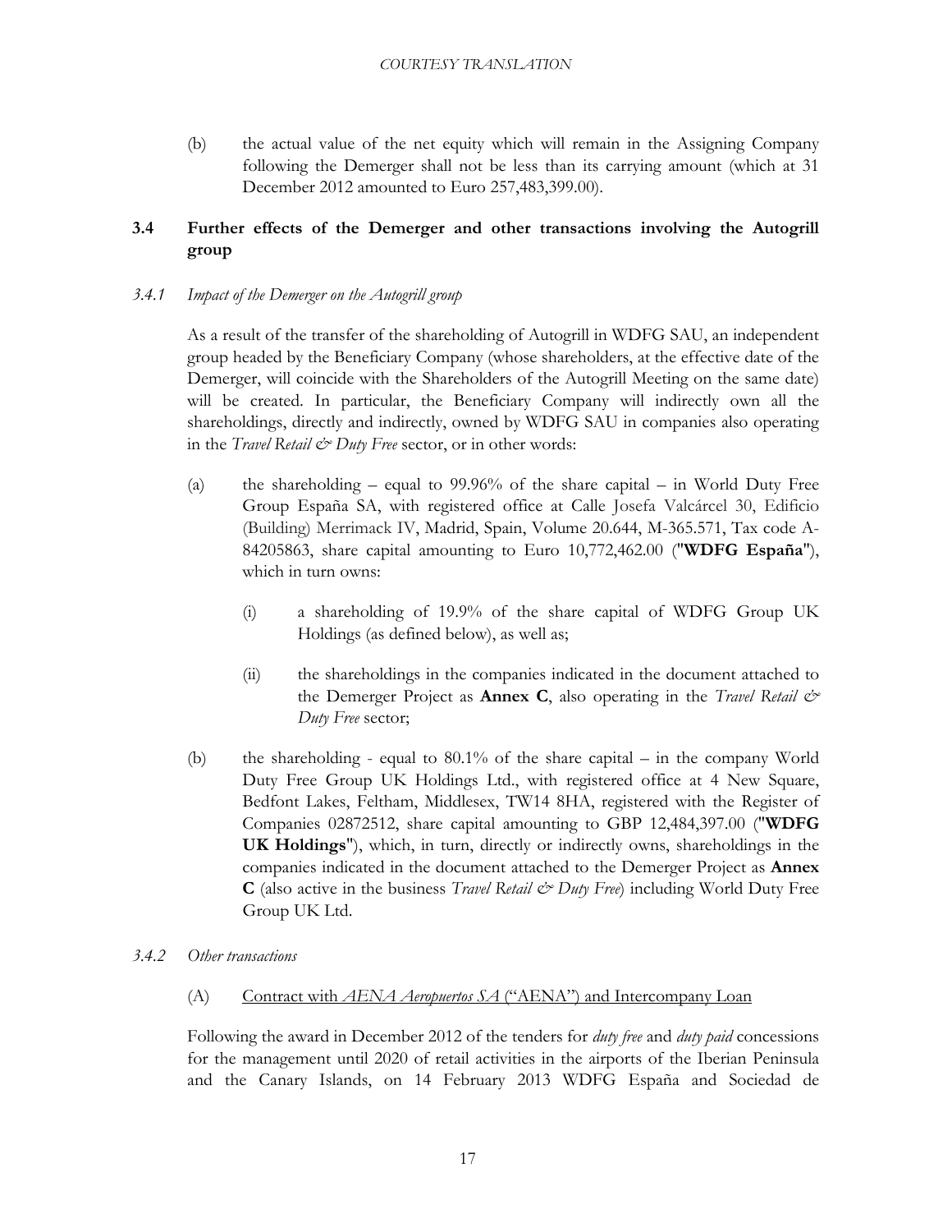(b) the actual value of the net equity which will remain in the Assigning Company following the Demerger shall not be less than its carrying amount (which at 31 December 2012 amounted to Euro 257,483,399.00).

## 3.4 Further effects of the Demerger and other transactions involving the Autogrill group

### *3.4.1 Impact of the Demerger on the Autogrill group*

As a result of the transfer of the shareholding of Autogrill in WDFG SAU, an independent group headed by the Beneficiary Company (whose shareholders, at the effective date of the Demerger, will coincide with the Shareholders of the Autogrill Meeting on the same date) will be created. In particular, the Beneficiary Company will indirectly own all the shareholdings, directly and indirectly, owned by WDFG SAU in companies also operating in the *Travel Retail & Duty Free* sector, or in other words:

(a) the shareholding – equal to 99.96% of the share capital – in World Duty Free Group España SA, with registered office at Calle Josefa Valcárcel 30, Edificio (Building) Merrimack IV, Madrid, Spain, Volume 20.644, M-365.571, Tax code A-84205863, share capital amounting to Euro 10,772,462.00 ("**WDFG España**"), which in turn owns:

  (i) a shareholding of 19.9% of the share capital of WDFG Group UK Holdings (as defined below), as well as;

  (ii) the shareholdings in the companies indicated in the document attached to the Demerger Project as **Annex C**, also operating in the *Travel Retail & Duty Free* sector;

(b) the shareholding - equal to 80.1% of the share capital – in the company World Duty Free Group UK Holdings Ltd., with registered office at 4 New Square, Bedfont Lakes, Feltham, Middlesex, TW14 8HA, registered with the Register of Companies 02872512, share capital amounting to GBP 12,484,397.00 ("**WDFG UK Holdings**"), which, in turn, directly or indirectly owns, shareholdings in the companies indicated in the document attached to the Demerger Project as **Annex C** (also active in the business *Travel Retail & Duty Free*) including World Duty Free Group UK Ltd.

### *3.4.2 Other transactions*

(A) <u>Contract with *AENA Aeropuertos SA* ("AENA") and Intercompany Loan</u>

Following the award in December 2012 of the tenders for *duty free* and *duty paid* concessions for the management until 2020 of retail activities in the airports of the Iberian Peninsula and the Canary Islands, on 14 February 2013 WDFG España and Sociedad de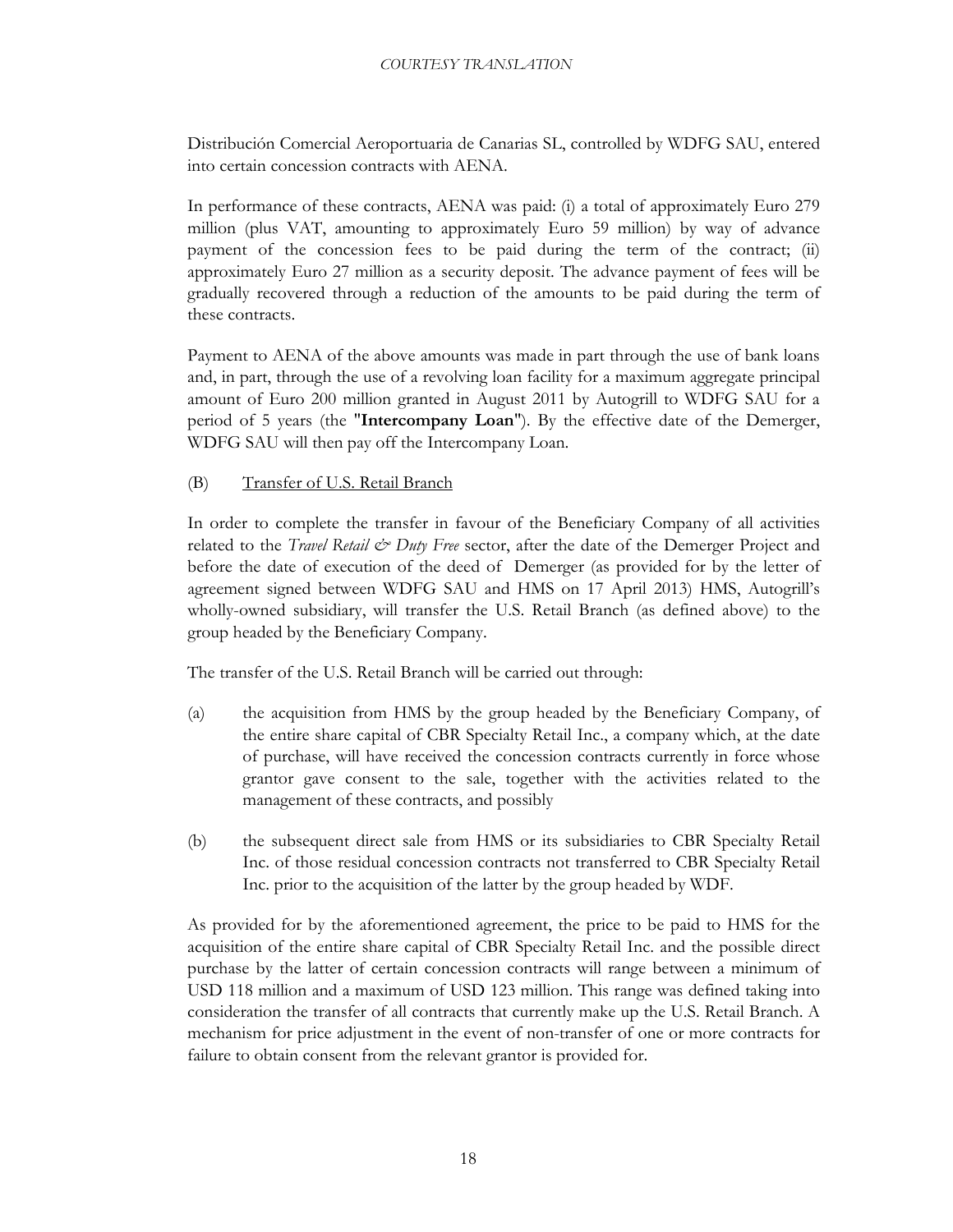Distribución Comercial Aeroportuaria de Canarias SL, controlled by WDFG SAU, entered into certain concession contracts with AENA.

In performance of these contracts, AENA was paid: (i) a total of approximately Euro 279 million (plus VAT, amounting to approximately Euro 59 million) by way of advance payment of the concession fees to be paid during the term of the contract; (ii) approximately Euro 27 million as a security deposit. The advance payment of fees will be gradually recovered through a reduction of the amounts to be paid during the term of these contracts.

Payment to AENA of the above amounts was made in part through the use of bank loans and, in part, through the use of a revolving loan facility for a maximum aggregate principal amount of Euro 200 million granted in August 2011 by Autogrill to WDFG SAU for a period of 5 years (the "**Intercompany Loan**"). By the effective date of the Demerger, WDFG SAU will then pay off the Intercompany Loan.

(B) Transfer of U.S. Retail Branch

In order to complete the transfer in favour of the Beneficiary Company of all activities related to the *Travel Retail & Duty Free* sector, after the date of the Demerger Project and before the date of execution of the deed of Demerger (as provided for by the letter of agreement signed between WDFG SAU and HMS on 17 April 2013) HMS, Autogrill's wholly-owned subsidiary, will transfer the U.S. Retail Branch (as defined above) to the group headed by the Beneficiary Company.

The transfer of the U.S. Retail Branch will be carried out through:

(a) the acquisition from HMS by the group headed by the Beneficiary Company, of the entire share capital of CBR Specialty Retail Inc., a company which, at the date of purchase, will have received the concession contracts currently in force whose grantor gave consent to the sale, together with the activities related to the management of these contracts, and possibly

(b) the subsequent direct sale from HMS or its subsidiaries to CBR Specialty Retail Inc. of those residual concession contracts not transferred to CBR Specialty Retail Inc. prior to the acquisition of the latter by the group headed by WDF.

As provided for by the aforementioned agreement, the price to be paid to HMS for the acquisition of the entire share capital of CBR Specialty Retail Inc. and the possible direct purchase by the latter of certain concession contracts will range between a minimum of USD 118 million and a maximum of USD 123 million. This range was defined taking into consideration the transfer of all contracts that currently make up the U.S. Retail Branch. A mechanism for price adjustment in the event of non-transfer of one or more contracts for failure to obtain consent from the relevant grantor is provided for.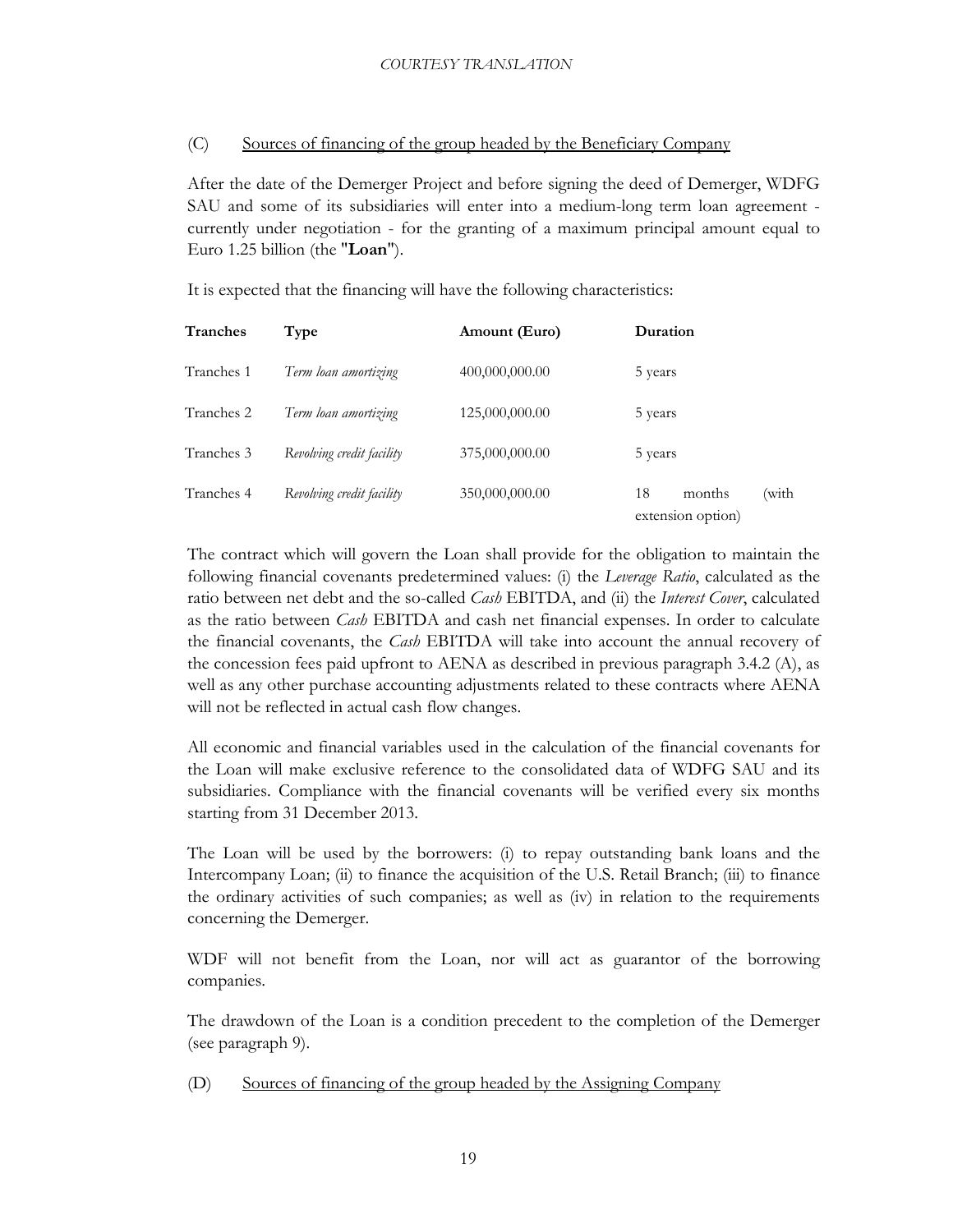(C) Sources of financing of the group headed by the Beneficiary Company

After the date of the Demerger Project and before signing the deed of Demerger, WDFG SAU and some of its subsidiaries will enter into a medium-long term loan agreement - currently under negotiation - for the granting of a maximum principal amount equal to Euro 1.25 billion (the "**Loan**").

It is expected that the financing will have the following characteristics:

| **Tranches** | **Type** | **Amount (Euro)** | **Duration** |
| --- | --- | --- | --- |
| Tranches 1 | *Term loan amortizing* | 400,000,000.00 | 5 years |
| Tranches 2 | *Term loan amortizing* | 125,000,000.00 | 5 years |
| Tranches 3 | *Revolving credit facility* | 375,000,000.00 | 5 years |
| Tranches 4 | *Revolving credit facility* | 350,000,000.00 | 18 months (with extension option) |

The contract which will govern the Loan shall provide for the obligation to maintain the following financial covenants predetermined values: (i) the *Leverage Ratio*, calculated as the ratio between net debt and the so-called *Cash* EBITDA, and (ii) the *Interest Cover*, calculated as the ratio between *Cash* EBITDA and cash net financial expenses. In order to calculate the financial covenants, the *Cash* EBITDA will take into account the annual recovery of the concession fees paid upfront to AENA as described in previous paragraph 3.4.2 (A), as well as any other purchase accounting adjustments related to these contracts where AENA will not be reflected in actual cash flow changes.

All economic and financial variables used in the calculation of the financial covenants for the Loan will make exclusive reference to the consolidated data of WDFG SAU and its subsidiaries. Compliance with the financial covenants will be verified every six months starting from 31 December 2013.

The Loan will be used by the borrowers: (i) to repay outstanding bank loans and the Intercompany Loan; (ii) to finance the acquisition of the U.S. Retail Branch; (iii) to finance the ordinary activities of such companies; as well as (iv) in relation to the requirements concerning the Demerger.

WDF will not benefit from the Loan, nor will act as guarantor of the borrowing companies.

The drawdown of the Loan is a condition precedent to the completion of the Demerger (see paragraph 9).

(D) Sources of financing of the group headed by the Assigning Company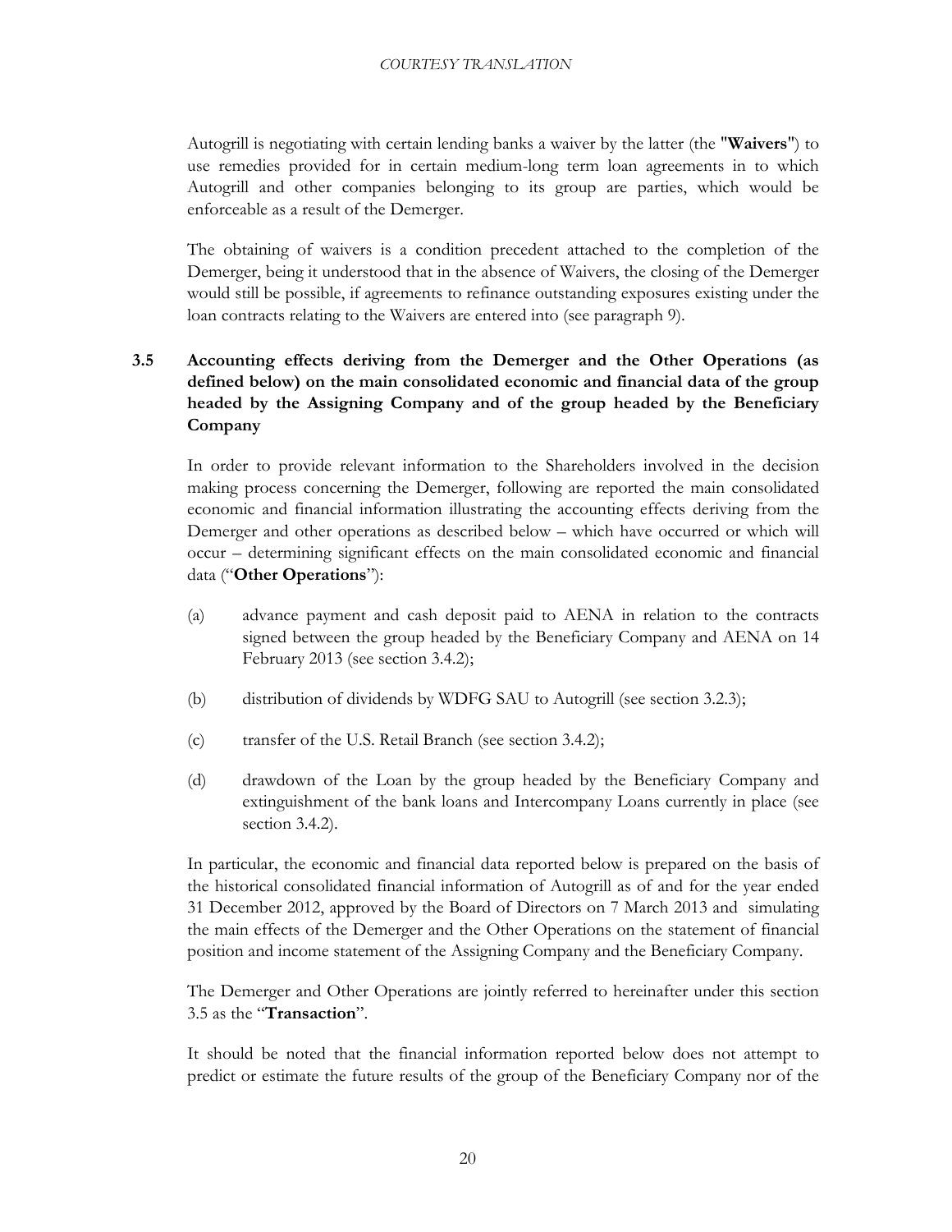Autogrill is negotiating with certain lending banks a waiver by the latter (the "**Waivers**") to use remedies provided for in certain medium-long term loan agreements in to which Autogrill and other companies belonging to its group are parties, which would be enforceable as a result of the Demerger.

The obtaining of waivers is a condition precedent attached to the completion of the Demerger, being it understood that in the absence of Waivers, the closing of the Demerger would still be possible, if agreements to refinance outstanding exposures existing under the loan contracts relating to the Waivers are entered into (see paragraph 9).

### 3.5 Accounting effects deriving from the Demerger and the Other Operations (as defined below) on the main consolidated economic and financial data of the group headed by the Assigning Company and of the group headed by the Beneficiary Company

In order to provide relevant information to the Shareholders involved in the decision making process concerning the Demerger, following are reported the main consolidated economic and financial information illustrating the accounting effects deriving from the Demerger and other operations as described below – which have occurred or which will occur – determining significant effects on the main consolidated economic and financial data ("**Other Operations**"):

(a) advance payment and cash deposit paid to AENA in relation to the contracts signed between the group headed by the Beneficiary Company and AENA on 14 February 2013 (see section 3.4.2);

(b) distribution of dividends by WDFG SAU to Autogrill (see section 3.2.3);

(c) transfer of the U.S. Retail Branch (see section 3.4.2);

(d) drawdown of the Loan by the group headed by the Beneficiary Company and extinguishment of the bank loans and Intercompany Loans currently in place (see section 3.4.2).

In particular, the economic and financial data reported below is prepared on the basis of the historical consolidated financial information of Autogrill as of and for the year ended 31 December 2012, approved by the Board of Directors on 7 March 2013 and simulating the main effects of the Demerger and the Other Operations on the statement of financial position and income statement of the Assigning Company and the Beneficiary Company.

The Demerger and Other Operations are jointly referred to hereinafter under this section 3.5 as the "**Transaction**".

It should be noted that the financial information reported below does not attempt to predict or estimate the future results of the group of the Beneficiary Company nor of the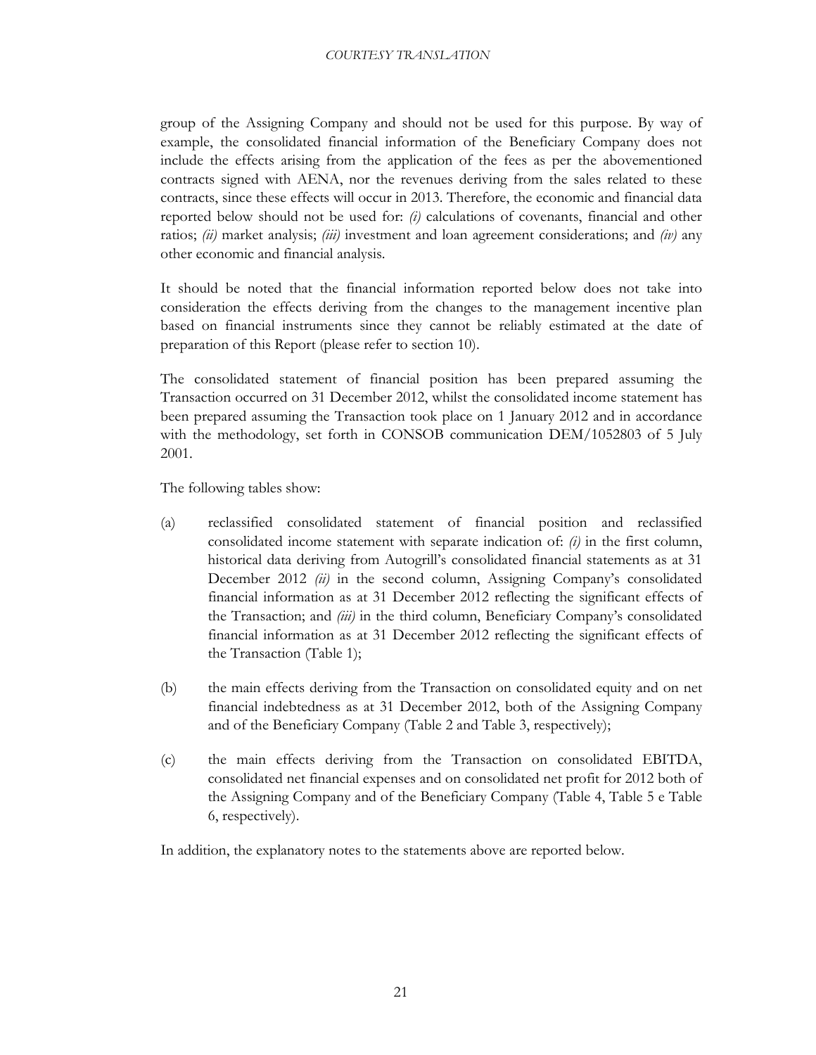group of the Assigning Company and should not be used for this purpose. By way of example, the consolidated financial information of the Beneficiary Company does not include the effects arising from the application of the fees as per the abovementioned contracts signed with AENA, nor the revenues deriving from the sales related to these contracts, since these effects will occur in 2013. Therefore, the economic and financial data reported below should not be used for: *(i)* calculations of covenants, financial and other ratios; *(ii)* market analysis; *(iii)* investment and loan agreement considerations; and *(iv)* any other economic and financial analysis.

It should be noted that the financial information reported below does not take into consideration the effects deriving from the changes to the management incentive plan based on financial instruments since they cannot be reliably estimated at the date of preparation of this Report (please refer to section 10).

The consolidated statement of financial position has been prepared assuming the Transaction occurred on 31 December 2012, whilst the consolidated income statement has been prepared assuming the Transaction took place on 1 January 2012 and in accordance with the methodology, set forth in CONSOB communication DEM/1052803 of 5 July 2001.

The following tables show:

(a) reclassified consolidated statement of financial position and reclassified consolidated income statement with separate indication of: *(i)* in the first column, historical data deriving from Autogrill's consolidated financial statements as at 31 December 2012 *(ii)* in the second column, Assigning Company's consolidated financial information as at 31 December 2012 reflecting the significant effects of the Transaction; and *(iii)* in the third column, Beneficiary Company's consolidated financial information as at 31 December 2012 reflecting the significant effects of the Transaction (Table 1);

(b) the main effects deriving from the Transaction on consolidated equity and on net financial indebtedness as at 31 December 2012, both of the Assigning Company and of the Beneficiary Company (Table 2 and Table 3, respectively);

(c) the main effects deriving from the Transaction on consolidated EBITDA, consolidated net financial expenses and on consolidated net profit for 2012 both of the Assigning Company and of the Beneficiary Company (Table 4, Table 5 e Table 6, respectively).

In addition, the explanatory notes to the statements above are reported below.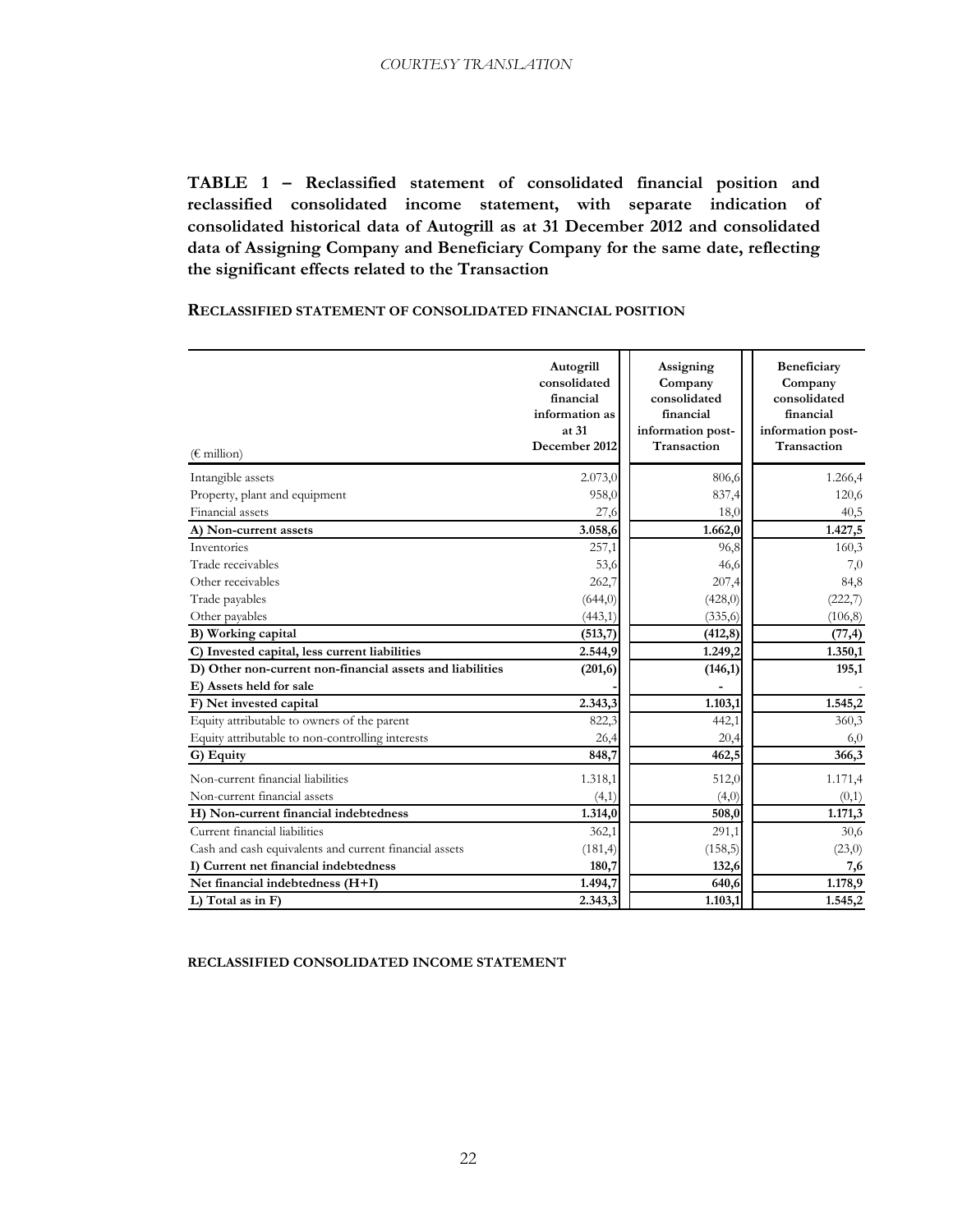*COURTESY TRANSLATION*

**TABLE 1 – Reclassified statement of consolidated financial position and reclassified consolidated income statement, with separate indication of consolidated historical data of Autogrill as at 31 December 2012 and consolidated data of Assigning Company and Beneficiary Company for the same date, reflecting the significant effects related to the Transaction**

**RECLASSIFIED STATEMENT OF CONSOLIDATED FINANCIAL POSITION**

| (€ million) | Autogrill consolidated financial information as at 31 December 2012 | Assigning Company consolidated financial information post-Transaction | Beneficiary Company consolidated financial information post-Transaction |
|---|---|---|---|
| Intangible assets | 2.073,0 | 806,6 | 1.266,4 |
| Property, plant and equipment | 958,0 | 837,4 | 120,6 |
| Financial assets | 27,6 | 18,0 | 40,5 |
| **A) Non-current assets** | **3.058,6** | **1.662,0** | **1.427,5** |
| Inventories | 257,1 | 96,8 | 160,3 |
| Trade receivables | 53,6 | 46,6 | 7,0 |
| Other receivables | 262,7 | 207,4 | 84,8 |
| Trade payables | (644,0) | (428,0) | (222,7) |
| Other payables | (443,1) | (335,6) | (106,8) |
| **B) Working capital** | **(513,7)** | **(412,8)** | **(77,4)** |
| **C) Invested capital, less current liabilities** | **2.544,9** | **1.249,2** | **1.350,1** |
| **D) Other non-current non-financial assets and liabilities** | **(201,6)** | **(146,1)** | **195,1** |
| **E) Assets held for sale** | **-** | **-** | - |
| **F) Net invested capital** | **2.343,3** | **1.103,1** | **1.545,2** |
| Equity attributable to owners of the parent | 822,3 | 442,1 | 360,3 |
| Equity attributable to non-controlling interests | 26,4 | 20,4 | 6,0 |
| **G) Equity** | **848,7** | **462,5** | **366,3** |
| Non-current financial liabilities | 1.318,1 | 512,0 | 1.171,4 |
| Non-current financial assets | (4,1) | (4,0) | (0,1) |
| **H) Non-current financial indebtedness** | **1.314,0** | **508,0** | **1.171,3** |
| Current financial liabilities | 362,1 | 291,1 | 30,6 |
| Cash and cash equivalents and current financial assets | (181,4) | (158,5) | (23,0) |
| **I) Current net financial indebtedness** | **180,7** | **132,6** | **7,6** |
| **Net financial indebtedness (H+I)** | **1.494,7** | **640,6** | **1.178,9** |
| **L) Total as in F)** | **2.343,3** | **1.103,1** | **1.545,2** |

**RECLASSIFIED CONSOLIDATED INCOME STATEMENT**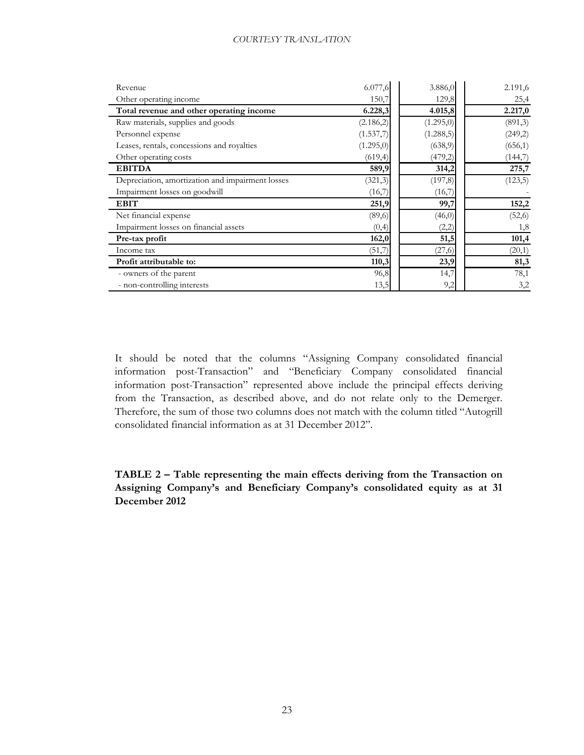|  |  |  |  |
|---|---|---|---|
| Revenue | 6.077,6 | 3.886,0 | 2.191,6 |
| Other operating income | 150,7 | 129,8 | 25,4 |
| **Total revenue and other operating income** | **6.228,3** | **4.015,8** | **2.217,0** |
| Raw materials, supplies and goods | (2.186,2) | (1.295,0) | (891,3) |
| Personnel expense | (1.537,7) | (1.288,5) | (249,2) |
| Leases, rentals, concessions and royalties | (1.295,0) | (638,9) | (656,1) |
| Other operating costs | (619,4) | (479,2) | (144,7) |
| **EBITDA** | **589,9** | **314,2** | **275,7** |
| Depreciation, amortization and impairment losses | (321,3) | (197,8) | (123,5) |
| Impairment losses on goodwill | (16,7) | (16,7) | - |
| **EBIT** | **251,9** | **99,7** | **152,2** |
| Net financial expense | (89,6) | (46,0) | (52,6) |
| Impairment losses on financial assets | (0,4) | (2,2) | 1,8 |
| **Pre-tax profit** | **162,0** | **51,5** | **101,4** |
| Income tax | (51,7) | (27,6) | (20,1) |
| **Profit attributable to:** | **110,3** | **23,9** | **81,3** |
| - owners of the parent | 96,8 | 14,7 | 78,1 |
| - non-controlling interests | 13,5 | 9,2 | 3,2 |

It should be noted that the columns "Assigning Company consolidated financial information post-Transaction" and "Beneficiary Company consolidated financial information post-Transaction" represented above include the principal effects deriving from the Transaction, as described above, and do not relate only to the Demerger. Therefore, the sum of those two columns does not match with the column titled "Autogrill consolidated financial information as at 31 December 2012".

**TABLE 2 – Table representing the main effects deriving from the Transaction on Assigning Company's and Beneficiary Company's consolidated equity as at 31 December 2012**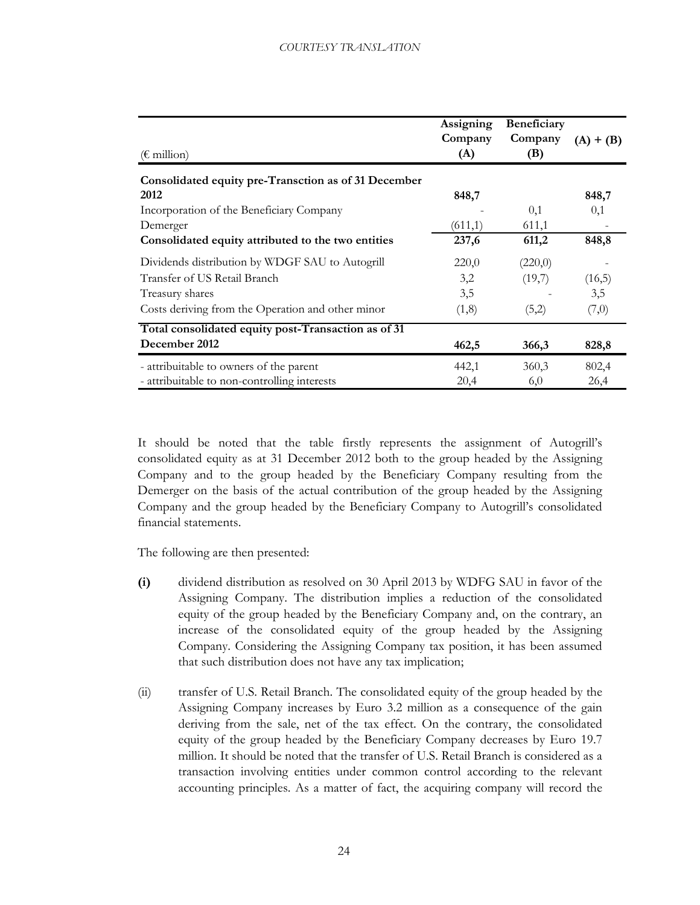| (€ million) | Assigning Company (A) | Beneficiary Company (B) | (A) + (B) |
|---|---|---|---|
| **Consolidated equity pre-Transction as of 31 December 2012** | **848,7** | | **848,7** |
| Incorporation of the Beneficiary Company | - | 0,1 | 0,1 |
| Demerger | (611,1) | 611,1 | - |
| **Consolidated equity attributed to the two entities** | **237,6** | **611,2** | **848,8** |
| Dividends distribution by WDGF SAU to Autogrill | 220,0 | (220,0) | - |
| Transfer of US Retail Branch | 3,2 | (19,7) | (16,5) |
| Treasury shares | 3,5 | - | 3,5 |
| Costs deriving from the Operation and other minor | (1,8) | (5,2) | (7,0) |
| **Total consolidated equity post-Transaction as of 31 December 2012** | **462,5** | **366,3** | **828,8** |
| - attribuitable to owners of the parent | 442,1 | 360,3 | 802,4 |
| - attribuitable to non-controlling interests | 20,4 | 6,0 | 26,4 |

It should be noted that the table firstly represents the assignment of Autogrill's consolidated equity as at 31 December 2012 both to the group headed by the Assigning Company and to the group headed by the Beneficiary Company resulting from the Demerger on the basis of the actual contribution of the group headed by the Assigning Company and the group headed by the Beneficiary Company to Autogrill's consolidated financial statements.

The following are then presented:

**(i)** dividend distribution as resolved on 30 April 2013 by WDFG SAU in favor of the Assigning Company. The distribution implies a reduction of the consolidated equity of the group headed by the Beneficiary Company and, on the contrary, an increase of the consolidated equity of the group headed by the Assigning Company. Considering the Assigning Company tax position, it has been assumed that such distribution does not have any tax implication;

(ii) transfer of U.S. Retail Branch. The consolidated equity of the group headed by the Assigning Company increases by Euro 3.2 million as a consequence of the gain deriving from the sale, net of the tax effect. On the contrary, the consolidated equity of the group headed by the Beneficiary Company decreases by Euro 19.7 million. It should be noted that the transfer of U.S. Retail Branch is considered as a transaction involving entities under common control according to the relevant accounting principles. As a matter of fact, the acquiring company will record the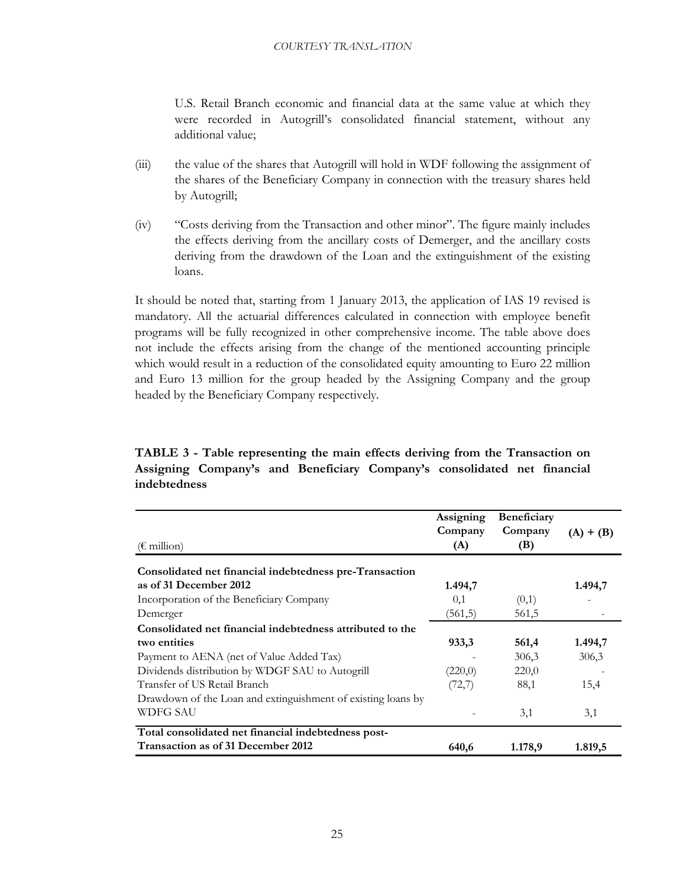U.S. Retail Branch economic and financial data at the same value at which they were recorded in Autogrill's consolidated financial statement, without any additional value;

(iii) the value of the shares that Autogrill will hold in WDF following the assignment of the shares of the Beneficiary Company in connection with the treasury shares held by Autogrill;

(iv) "Costs deriving from the Transaction and other minor". The figure mainly includes the effects deriving from the ancillary costs of Demerger, and the ancillary costs deriving from the drawdown of the Loan and the extinguishment of the existing loans.

It should be noted that, starting from 1 January 2013, the application of IAS 19 revised is mandatory. All the actuarial differences calculated in connection with employee benefit programs will be fully recognized in other comprehensive income. The table above does not include the effects arising from the change of the mentioned accounting principle which would result in a reduction of the consolidated equity amounting to Euro 22 million and Euro 13 million for the group headed by the Assigning Company and the group headed by the Beneficiary Company respectively.

**TABLE 3 - Table representing the main effects deriving from the Transaction on Assigning Company's and Beneficiary Company's consolidated net financial indebtedness**

| (€ million) | Assigning Company (A) | Beneficiary Company (B) | (A) + (B) |
|---|---|---|---|
| **Consolidated net financial indebtedness pre-Transaction as of 31 December 2012** | **1.494,7** | | **1.494,7** |
| Incorporation of the Beneficiary Company | 0,1 | (0,1) | - |
| Demerger | (561,5) | 561,5 | - |
| **Consolidated net financial indebtedness attributed to the two entities** | **933,3** | **561,4** | **1.494,7** |
| Payment to AENA (net of Value Added Tax) | - | 306,3 | 306,3 |
| Dividends distribution by WDGF SAU to Autogrill | (220,0) | 220,0 | - |
| Transfer of US Retail Branch | (72,7) | 88,1 | 15,4 |
| Drawdown of the Loan and extinguishment of existing loans by WDFG SAU | - | 3,1 | 3,1 |
| **Total consolidated net financial indebtedness post-Transaction as of 31 December 2012** | **640,6** | **1.178,9** | **1.819,5** |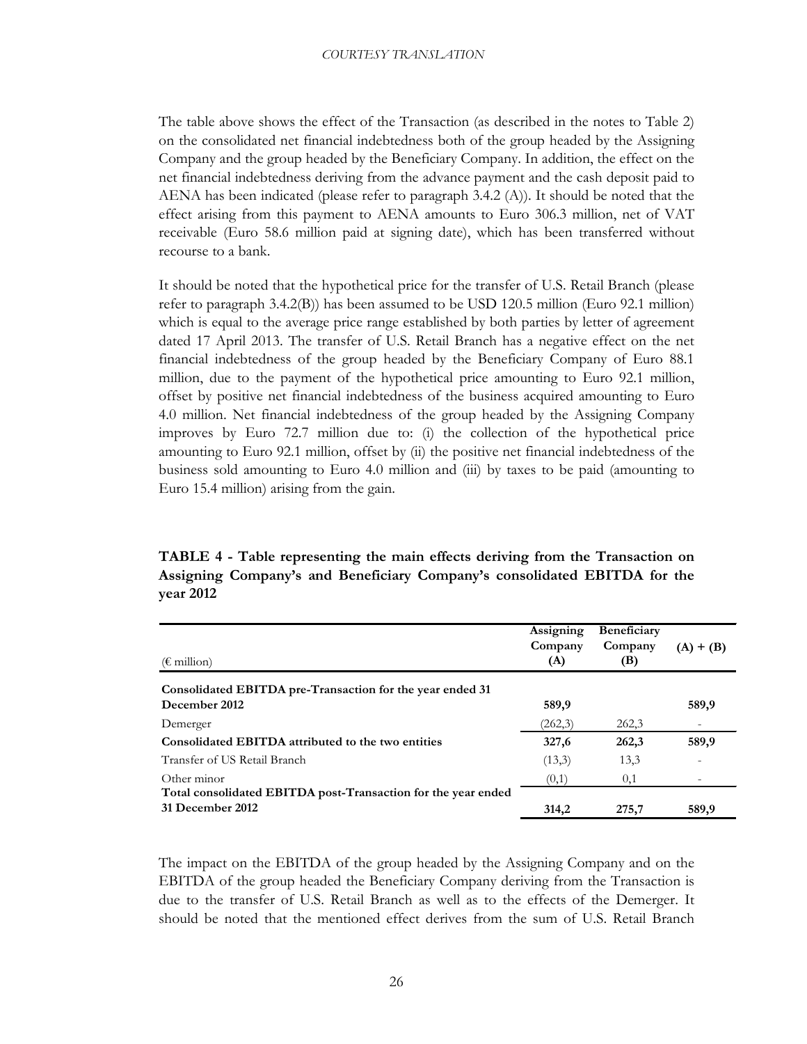The table above shows the effect of the Transaction (as described in the notes to Table 2) on the consolidated net financial indebtedness both of the group headed by the Assigning Company and the group headed by the Beneficiary Company. In addition, the effect on the net financial indebtedness deriving from the advance payment and the cash deposit paid to AENA has been indicated (please refer to paragraph 3.4.2 (A)). It should be noted that the effect arising from this payment to AENA amounts to Euro 306.3 million, net of VAT receivable (Euro 58.6 million paid at signing date), which has been transferred without recourse to a bank.

It should be noted that the hypothetical price for the transfer of U.S. Retail Branch (please refer to paragraph 3.4.2(B)) has been assumed to be USD 120.5 million (Euro 92.1 million) which is equal to the average price range established by both parties by letter of agreement dated 17 April 2013. The transfer of U.S. Retail Branch has a negative effect on the net financial indebtedness of the group headed by the Beneficiary Company of Euro 88.1 million, due to the payment of the hypothetical price amounting to Euro 92.1 million, offset by positive net financial indebtedness of the business acquired amounting to Euro 4.0 million. Net financial indebtedness of the group headed by the Assigning Company improves by Euro 72.7 million due to: (i) the collection of the hypothetical price amounting to Euro 92.1 million, offset by (ii) the positive net financial indebtedness of the business sold amounting to Euro 4.0 million and (iii) by taxes to be paid (amounting to Euro 15.4 million) arising from the gain.

**TABLE 4 - Table representing the main effects deriving from the Transaction on Assigning Company's and Beneficiary Company's consolidated EBITDA for the year 2012**

| (€ million) | Assigning Company (A) | Beneficiary Company (B) | (A) + (B) |
|---|---|---|---|
| **Consolidated EBITDA pre-Transaction for the year ended 31 December 2012** | **589,9** | | **589,9** |
| Demerger | (262,3) | 262,3 | - |
| **Consolidated EBITDA attributed to the two entities** | **327,6** | **262,3** | **589,9** |
| Transfer of US Retail Branch | (13,3) | 13,3 | - |
| Other minor | (0,1) | 0,1 | - |
| **Total consolidated EBITDA post-Transaction for the year ended 31 December 2012** | **314,2** | **275,7** | **589,9** |

The impact on the EBITDA of the group headed by the Assigning Company and on the EBITDA of the group headed the Beneficiary Company deriving from the Transaction is due to the transfer of U.S. Retail Branch as well as to the effects of the Demerger. It should be noted that the mentioned effect derives from the sum of U.S. Retail Branch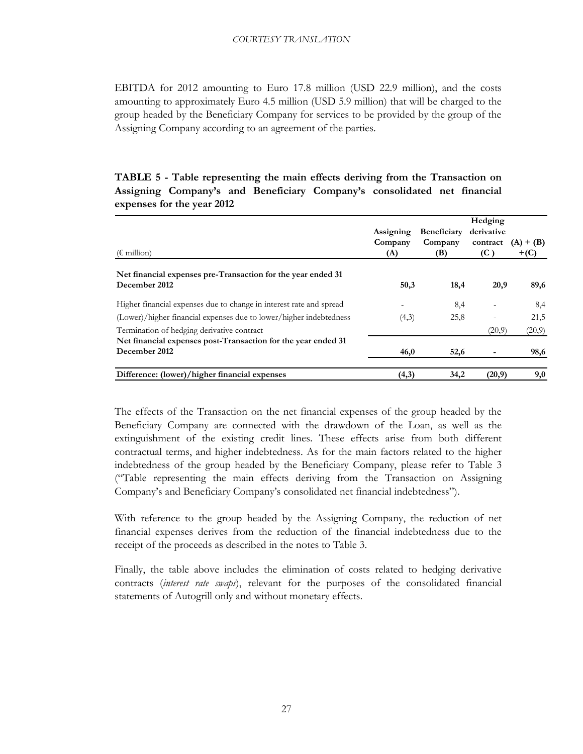EBITDA for 2012 amounting to Euro 17.8 million (USD 22.9 million), and the costs amounting to approximately Euro 4.5 million (USD 5.9 million) that will be charged to the group headed by the Beneficiary Company for services to be provided by the group of the Assigning Company according to an agreement of the parties.

**TABLE 5 - Table representing the main effects deriving from the Transaction on Assigning Company's and Beneficiary Company's consolidated net financial expenses for the year 2012**

| (€ million) | Assigning Company (A) | Beneficiary Company (B) | Hedging derivative contract (C ) | (A) + (B) +(C) |
|---|---|---|---|---|
| **Net financial expenses pre-Transaction for the year ended 31 December 2012** | **50,3** | **18,4** | **20,9** | **89,6** |
| Higher financial expenses due to change in interest rate and spread | - | 8,4 | - | 8,4 |
| (Lower)/higher financial expenses due to lower/higher indebtedness | (4,3) | 25,8 | - | 21,5 |
| Termination of hedging derivative contract | - | - | (20,9) | (20,9) |
| **Net financial expenses post-Transaction for the year ended 31 December 2012** | **46,0** | **52,6** | **-** | **98,6** |
| **Difference: (lower)/higher financial expenses** | **(4,3)** | **34,2** | **(20,9)** | **9,0** |

The effects of the Transaction on the net financial expenses of the group headed by the Beneficiary Company are connected with the drawdown of the Loan, as well as the extinguishment of the existing credit lines. These effects arise from both different contractual terms, and higher indebtedness. As for the main factors related to the higher indebtedness of the group headed by the Beneficiary Company, please refer to Table 3 ("Table representing the main effects deriving from the Transaction on Assigning Company's and Beneficiary Company's consolidated net financial indebtedness").

With reference to the group headed by the Assigning Company, the reduction of net financial expenses derives from the reduction of the financial indebtedness due to the receipt of the proceeds as described in the notes to Table 3.

Finally, the table above includes the elimination of costs related to hedging derivative contracts (*interest rate swaps*), relevant for the purposes of the consolidated financial statements of Autogrill only and without monetary effects.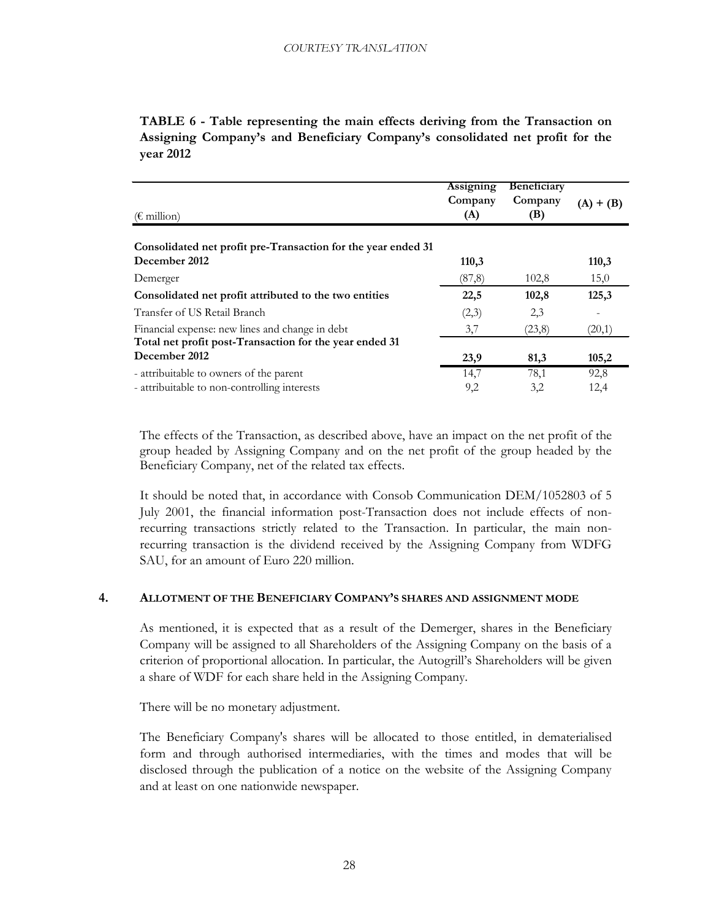**TABLE 6 - Table representing the main effects deriving from the Transaction on Assigning Company's and Beneficiary Company's consolidated net profit for the year 2012**

| (€ million) | Assigning Company (A) | Beneficiary Company (B) | (A) + (B) |
|---|---|---|---|
| **Consolidated net profit pre-Transaction for the year ended 31 December 2012** | **110,3** | | **110,3** |
| Demerger | (87,8) | 102,8 | 15,0 |
| **Consolidated net profit attributed to the two entities** | **22,5** | **102,8** | **125,3** |
| Transfer of US Retail Branch | (2,3) | 2,3 | - |
| Financial expense: new lines and change in debt | 3,7 | (23,8) | (20,1) |
| **Total net profit post-Transaction for the year ended 31 December 2012** | **23,9** | **81,3** | **105,2** |
| - attribuitable to owners of the parent | 14,7 | 78,1 | 92,8 |
| - attribuitable to non-controlling interests | 9,2 | 3,2 | 12,4 |

The effects of the Transaction, as described above, have an impact on the net profit of the group headed by Assigning Company and on the net profit of the group headed by the Beneficiary Company, net of the related tax effects.

It should be noted that, in accordance with Consob Communication DEM/1052803 of 5 July 2001, the financial information post-Transaction does not include effects of non-recurring transactions strictly related to the Transaction. In particular, the main non-recurring transaction is the dividend received by the Assigning Company from WDFG SAU, for an amount of Euro 220 million.

## 4. ALLOTMENT OF THE BENEFICIARY COMPANY'S SHARES AND ASSIGNMENT MODE

As mentioned, it is expected that as a result of the Demerger, shares in the Beneficiary Company will be assigned to all Shareholders of the Assigning Company on the basis of a criterion of proportional allocation. In particular, the Autogrill's Shareholders will be given a share of WDF for each share held in the Assigning Company.

There will be no monetary adjustment.

The Beneficiary Company's shares will be allocated to those entitled, in dematerialised form and through authorised intermediaries, with the times and modes that will be disclosed through the publication of a notice on the website of the Assigning Company and at least on one nationwide newspaper.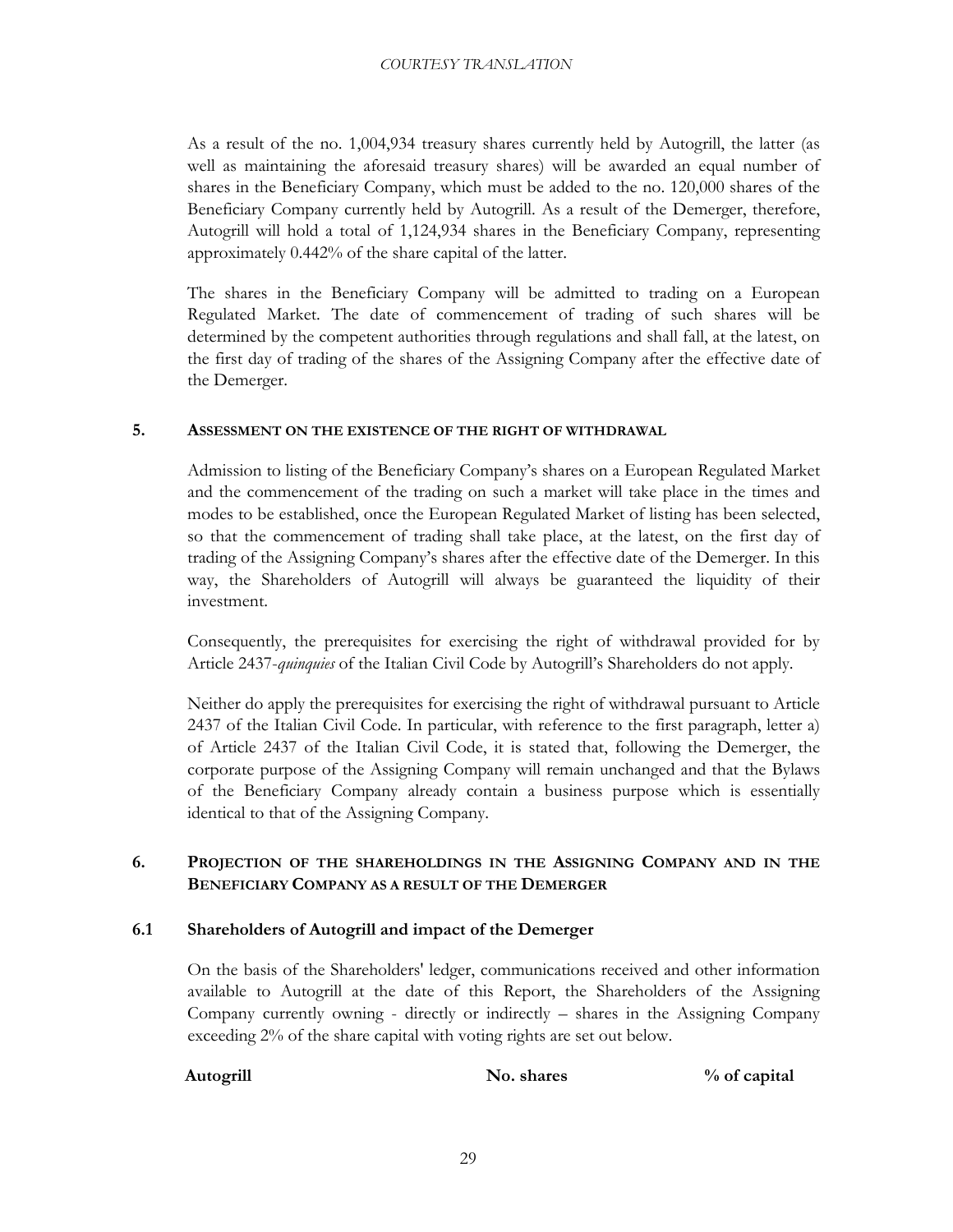As a result of the no. 1,004,934 treasury shares currently held by Autogrill, the latter (as well as maintaining the aforesaid treasury shares) will be awarded an equal number of shares in the Beneficiary Company, which must be added to the no. 120,000 shares of the Beneficiary Company currently held by Autogrill. As a result of the Demerger, therefore, Autogrill will hold a total of 1,124,934 shares in the Beneficiary Company, representing approximately 0.442% of the share capital of the latter.

The shares in the Beneficiary Company will be admitted to trading on a European Regulated Market. The date of commencement of trading of such shares will be determined by the competent authorities through regulations and shall fall, at the latest, on the first day of trading of the shares of the Assigning Company after the effective date of the Demerger.

## 5. ASSESSMENT ON THE EXISTENCE OF THE RIGHT OF WITHDRAWAL

Admission to listing of the Beneficiary Company's shares on a European Regulated Market and the commencement of the trading on such a market will take place in the times and modes to be established, once the European Regulated Market of listing has been selected, so that the commencement of trading shall take place, at the latest, on the first day of trading of the Assigning Company's shares after the effective date of the Demerger. In this way, the Shareholders of Autogrill will always be guaranteed the liquidity of their investment.

Consequently, the prerequisites for exercising the right of withdrawal provided for by Article 2437-*quinquies* of the Italian Civil Code by Autogrill's Shareholders do not apply.

Neither do apply the prerequisites for exercising the right of withdrawal pursuant to Article 2437 of the Italian Civil Code. In particular, with reference to the first paragraph, letter a) of Article 2437 of the Italian Civil Code, it is stated that, following the Demerger, the corporate purpose of the Assigning Company will remain unchanged and that the Bylaws of the Beneficiary Company already contain a business purpose which is essentially identical to that of the Assigning Company.

## 6. PROJECTION OF THE SHAREHOLDINGS IN THE ASSIGNING COMPANY AND IN THE BENEFICIARY COMPANY AS A RESULT OF THE DEMERGER

### 6.1 Shareholders of Autogrill and impact of the Demerger

On the basis of the Shareholders' ledger, communications received and other information available to Autogrill at the date of this Report, the Shareholders of the Assigning Company currently owning - directly or indirectly – shares in the Assigning Company exceeding 2% of the share capital with voting rights are set out below.

| Autogrill | No. shares | % of capital |
|---|---|---|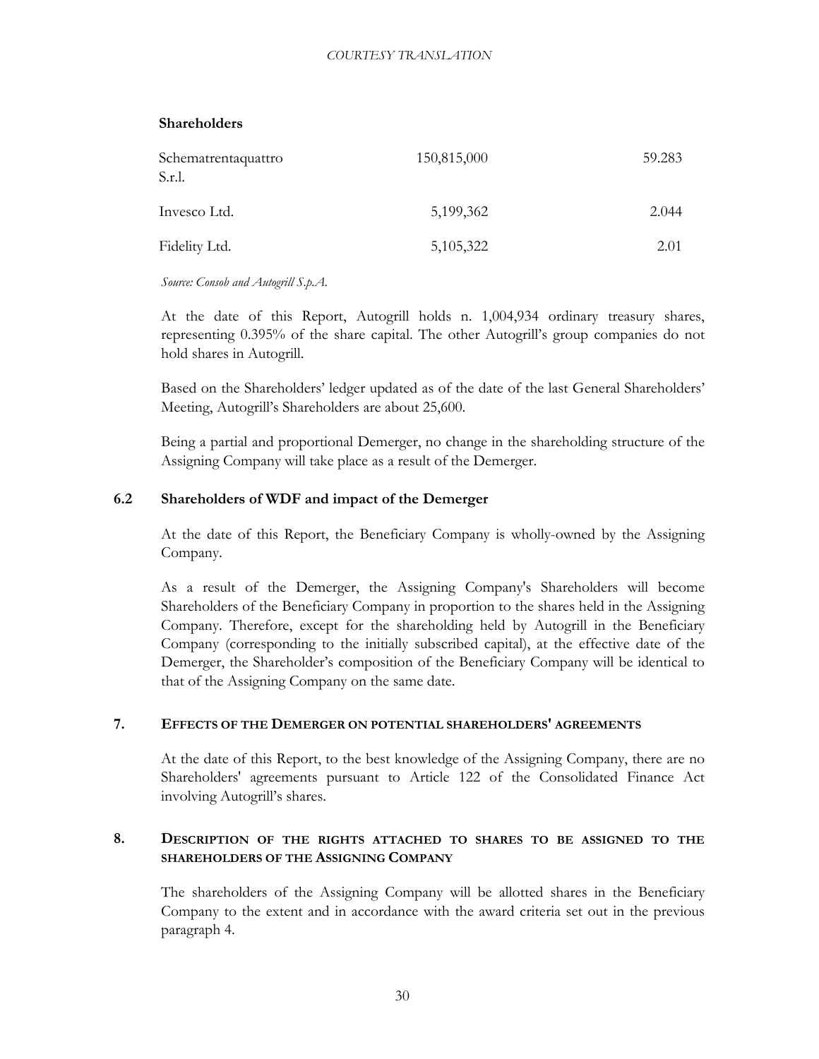**Shareholders**

| | | |
|---|---|---|
| Schematrentaquattro S.r.l. | 150,815,000 | 59.283 |
| Invesco Ltd. | 5,199,362 | 2.044 |
| Fidelity Ltd. | 5,105,322 | 2.01 |

*Source: Consob and Autogrill S.p.A.*

At the date of this Report, Autogrill holds n. 1,004,934 ordinary treasury shares, representing 0.395% of the share capital. The other Autogrill's group companies do not hold shares in Autogrill.

Based on the Shareholders' ledger updated as of the date of the last General Shareholders' Meeting, Autogrill's Shareholders are about 25,600.

Being a partial and proportional Demerger, no change in the shareholding structure of the Assigning Company will take place as a result of the Demerger.

### 6.2 Shareholders of WDF and impact of the Demerger

At the date of this Report, the Beneficiary Company is wholly-owned by the Assigning Company.

As a result of the Demerger, the Assigning Company's Shareholders will become Shareholders of the Beneficiary Company in proportion to the shares held in the Assigning Company. Therefore, except for the shareholding held by Autogrill in the Beneficiary Company (corresponding to the initially subscribed capital), at the effective date of the Demerger, the Shareholder's composition of the Beneficiary Company will be identical to that of the Assigning Company on the same date.

## 7. Effects of the Demerger on potential shareholders' agreements

At the date of this Report, to the best knowledge of the Assigning Company, there are no Shareholders' agreements pursuant to Article 122 of the Consolidated Finance Act involving Autogrill's shares.

## 8. Description of the rights attached to shares to be assigned to the shareholders of the Assigning Company

The shareholders of the Assigning Company will be allotted shares in the Beneficiary Company to the extent and in accordance with the award criteria set out in the previous paragraph 4.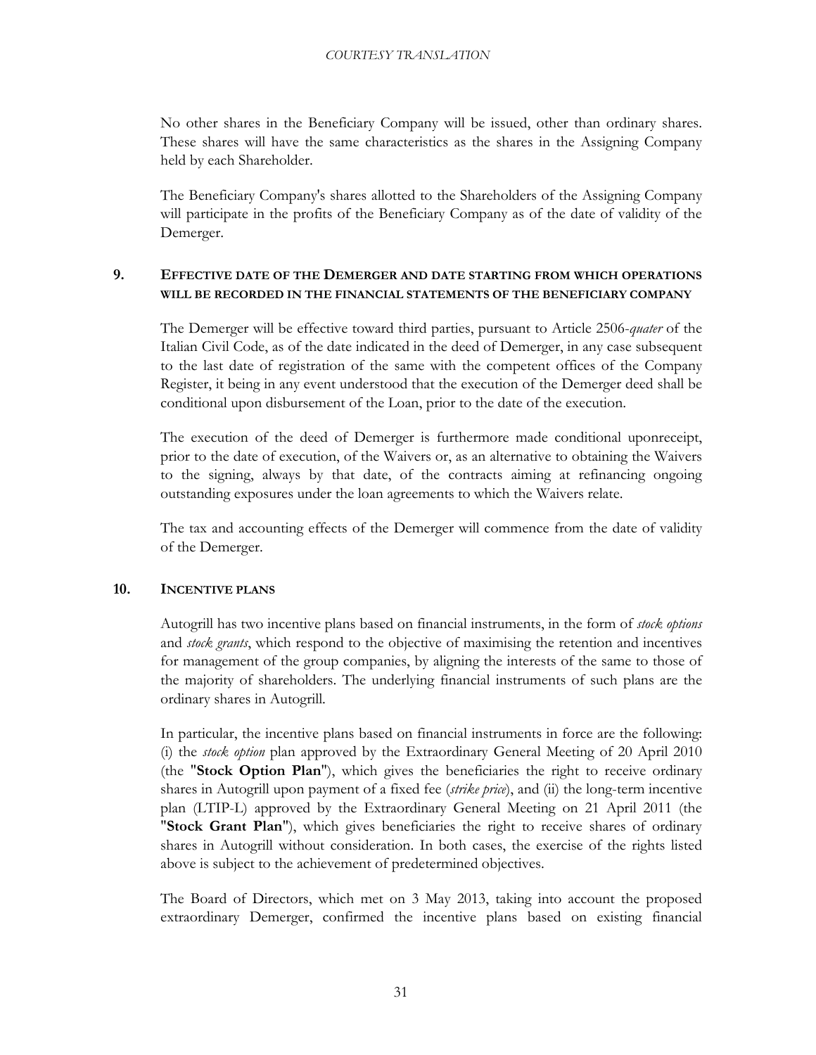No other shares in the Beneficiary Company will be issued, other than ordinary shares. These shares will have the same characteristics as the shares in the Assigning Company held by each Shareholder.

The Beneficiary Company's shares allotted to the Shareholders of the Assigning Company will participate in the profits of the Beneficiary Company as of the date of validity of the Demerger.

## 9. EFFECTIVE DATE OF THE DEMERGER AND DATE STARTING FROM WHICH OPERATIONS WILL BE RECORDED IN THE FINANCIAL STATEMENTS OF THE BENEFICIARY COMPANY

The Demerger will be effective toward third parties, pursuant to Article 2506-*quater* of the Italian Civil Code, as of the date indicated in the deed of Demerger, in any case subsequent to the last date of registration of the same with the competent offices of the Company Register, it being in any event understood that the execution of the Demerger deed shall be conditional upon disbursement of the Loan, prior to the date of the execution.

The execution of the deed of Demerger is furthermore made conditional uponreceipt, prior to the date of execution, of the Waivers or, as an alternative to obtaining the Waivers to the signing, always by that date, of the contracts aiming at refinancing ongoing outstanding exposures under the loan agreements to which the Waivers relate.

The tax and accounting effects of the Demerger will commence from the date of validity of the Demerger.

## 10. INCENTIVE PLANS

Autogrill has two incentive plans based on financial instruments, in the form of *stock options* and *stock grants*, which respond to the objective of maximising the retention and incentives for management of the group companies, by aligning the interests of the same to those of the majority of shareholders. The underlying financial instruments of such plans are the ordinary shares in Autogrill.

In particular, the incentive plans based on financial instruments in force are the following: (i) the *stock option* plan approved by the Extraordinary General Meeting of 20 April 2010 (the "**Stock Option Plan**"), which gives the beneficiaries the right to receive ordinary shares in Autogrill upon payment of a fixed fee (*strike price*), and (ii) the long-term incentive plan (LTIP-L) approved by the Extraordinary General Meeting on 21 April 2011 (the "**Stock Grant Plan**"), which gives beneficiaries the right to receive shares of ordinary shares in Autogrill without consideration. In both cases, the exercise of the rights listed above is subject to the achievement of predetermined objectives.

The Board of Directors, which met on 3 May 2013, taking into account the proposed extraordinary Demerger, confirmed the incentive plans based on existing financial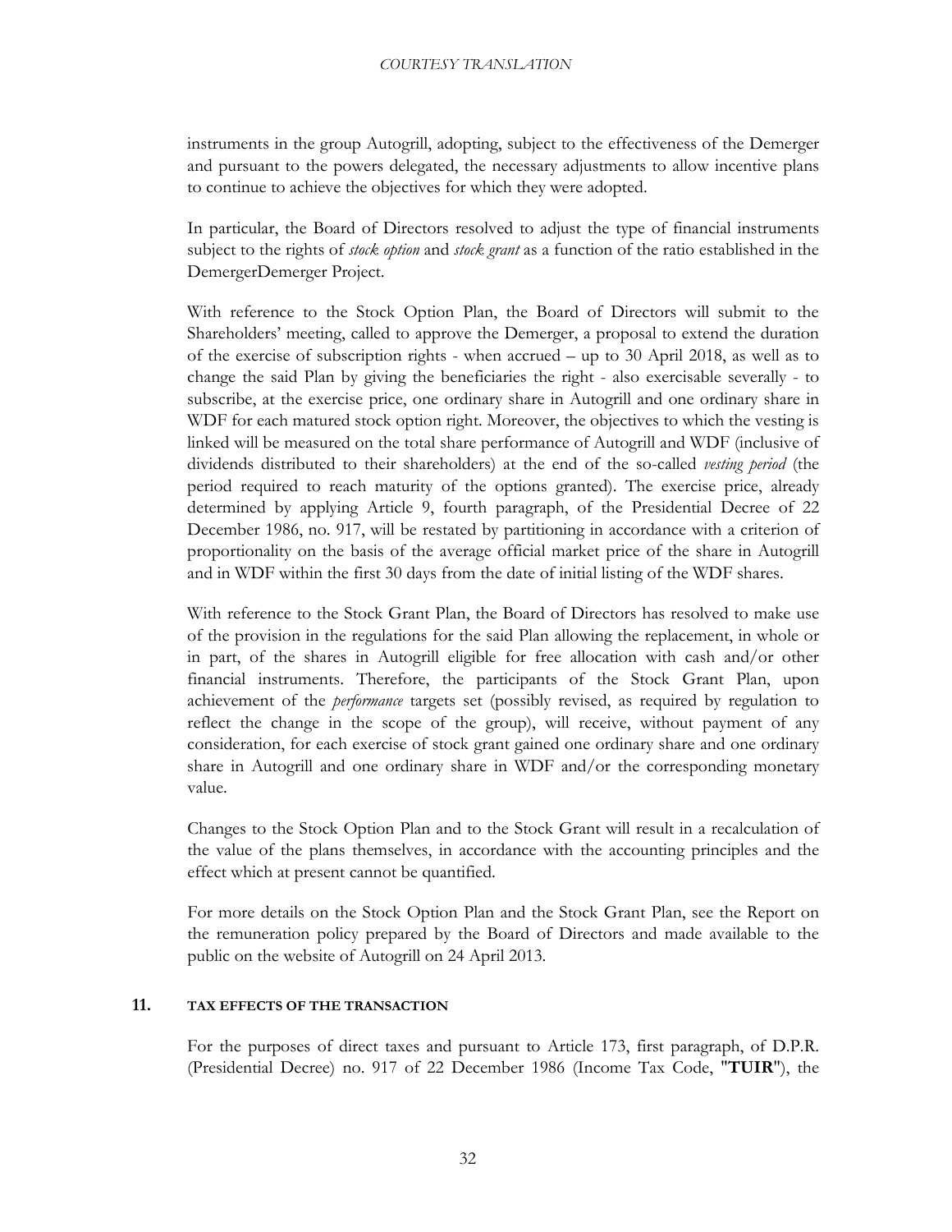instruments in the group Autogrill, adopting, subject to the effectiveness of the Demerger and pursuant to the powers delegated, the necessary adjustments to allow incentive plans to continue to achieve the objectives for which they were adopted.

In particular, the Board of Directors resolved to adjust the type of financial instruments subject to the rights of *stock option* and *stock grant* as a function of the ratio established in the DemergerDemerger Project.

With reference to the Stock Option Plan, the Board of Directors will submit to the Shareholders' meeting, called to approve the Demerger, a proposal to extend the duration of the exercise of subscription rights - when accrued – up to 30 April 2018, as well as to change the said Plan by giving the beneficiaries the right - also exercisable severally - to subscribe, at the exercise price, one ordinary share in Autogrill and one ordinary share in WDF for each matured stock option right. Moreover, the objectives to which the vesting is linked will be measured on the total share performance of Autogrill and WDF (inclusive of dividends distributed to their shareholders) at the end of the so-called *vesting period* (the period required to reach maturity of the options granted). The exercise price, already determined by applying Article 9, fourth paragraph, of the Presidential Decree of 22 December 1986, no. 917, will be restated by partitioning in accordance with a criterion of proportionality on the basis of the average official market price of the share in Autogrill and in WDF within the first 30 days from the date of initial listing of the WDF shares.

With reference to the Stock Grant Plan, the Board of Directors has resolved to make use of the provision in the regulations for the said Plan allowing the replacement, in whole or in part, of the shares in Autogrill eligible for free allocation with cash and/or other financial instruments. Therefore, the participants of the Stock Grant Plan, upon achievement of the *performance* targets set (possibly revised, as required by regulation to reflect the change in the scope of the group), will receive, without payment of any consideration, for each exercise of stock grant gained one ordinary share and one ordinary share in Autogrill and one ordinary share in WDF and/or the corresponding monetary value.

Changes to the Stock Option Plan and to the Stock Grant will result in a recalculation of the value of the plans themselves, in accordance with the accounting principles and the effect which at present cannot be quantified.

For more details on the Stock Option Plan and the Stock Grant Plan, see the Report on the remuneration policy prepared by the Board of Directors and made available to the public on the website of Autogrill on 24 April 2013.

## 11. TAX EFFECTS OF THE TRANSACTION

For the purposes of direct taxes and pursuant to Article 173, first paragraph, of D.P.R. (Presidential Decree) no. 917 of 22 December 1986 (Income Tax Code, "**TUIR**"), the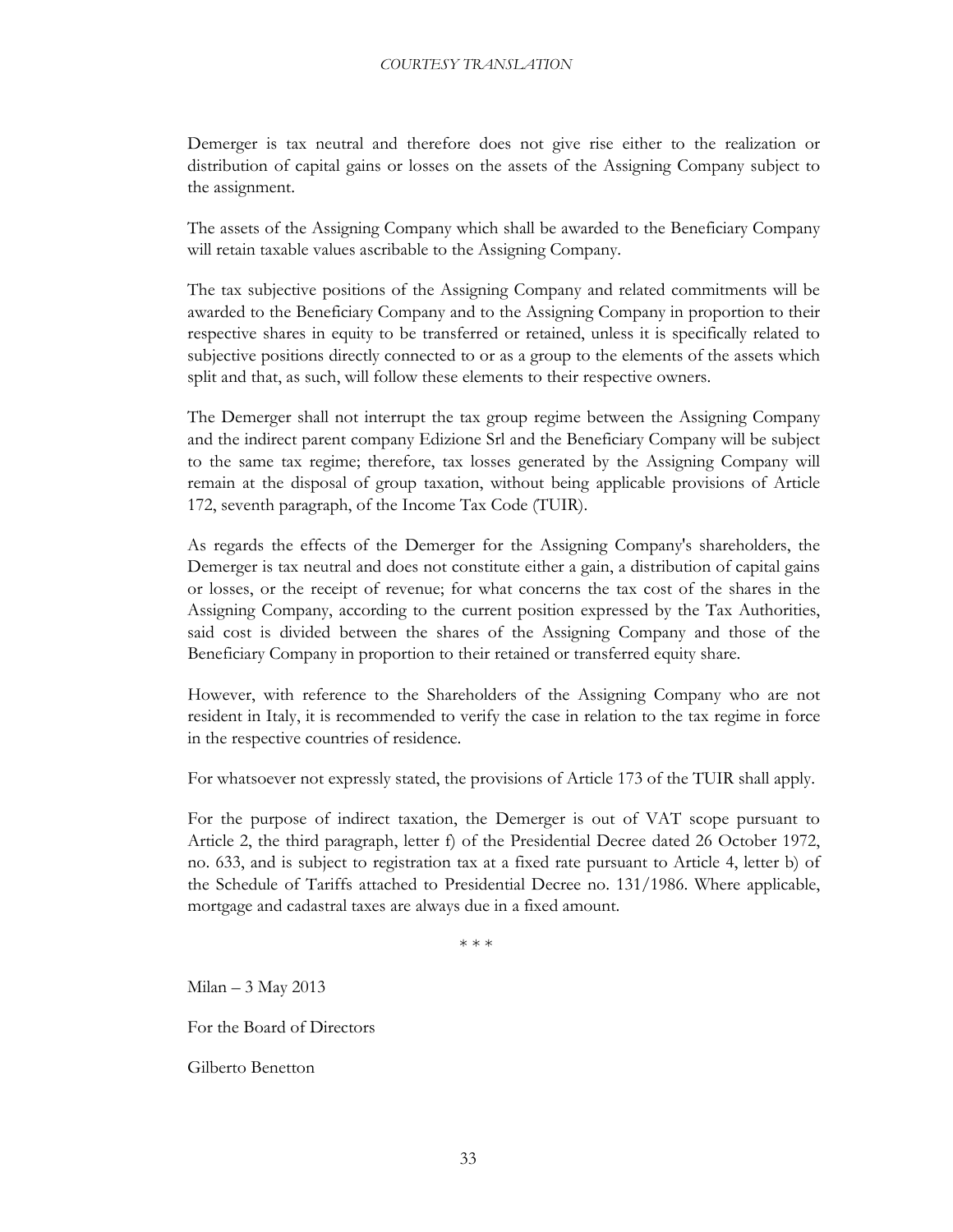Demerger is tax neutral and therefore does not give rise either to the realization or distribution of capital gains or losses on the assets of the Assigning Company subject to the assignment.

The assets of the Assigning Company which shall be awarded to the Beneficiary Company will retain taxable values ascribable to the Assigning Company.

The tax subjective positions of the Assigning Company and related commitments will be awarded to the Beneficiary Company and to the Assigning Company in proportion to their respective shares in equity to be transferred or retained, unless it is specifically related to subjective positions directly connected to or as a group to the elements of the assets which split and that, as such, will follow these elements to their respective owners.

The Demerger shall not interrupt the tax group regime between the Assigning Company and the indirect parent company Edizione Srl and the Beneficiary Company will be subject to the same tax regime; therefore, tax losses generated by the Assigning Company will remain at the disposal of group taxation, without being applicable provisions of Article 172, seventh paragraph, of the Income Tax Code (TUIR).

As regards the effects of the Demerger for the Assigning Company's shareholders, the Demerger is tax neutral and does not constitute either a gain, a distribution of capital gains or losses, or the receipt of revenue; for what concerns the tax cost of the shares in the Assigning Company, according to the current position expressed by the Tax Authorities, said cost is divided between the shares of the Assigning Company and those of the Beneficiary Company in proportion to their retained or transferred equity share.

However, with reference to the Shareholders of the Assigning Company who are not resident in Italy, it is recommended to verify the case in relation to the tax regime in force in the respective countries of residence.

For whatsoever not expressly stated, the provisions of Article 173 of the TUIR shall apply.

For the purpose of indirect taxation, the Demerger is out of VAT scope pursuant to Article 2, the third paragraph, letter f) of the Presidential Decree dated 26 October 1972, no. 633, and is subject to registration tax at a fixed rate pursuant to Article 4, letter b) of the Schedule of Tariffs attached to Presidential Decree no. 131/1986. Where applicable, mortgage and cadastral taxes are always due in a fixed amount.

\* \* \*

Milan – 3 May 2013

For the Board of Directors

Gilberto Benetton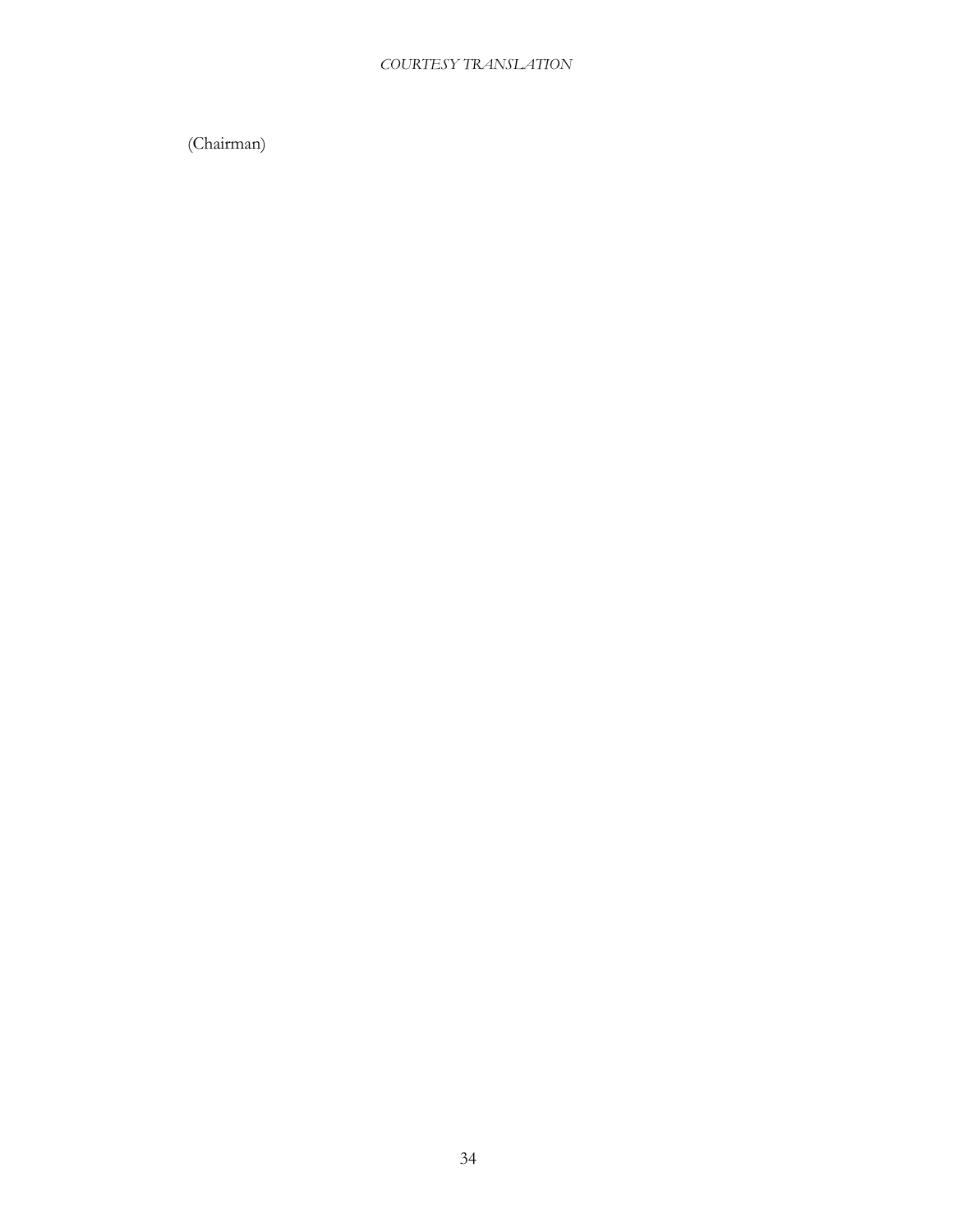(Chairman)